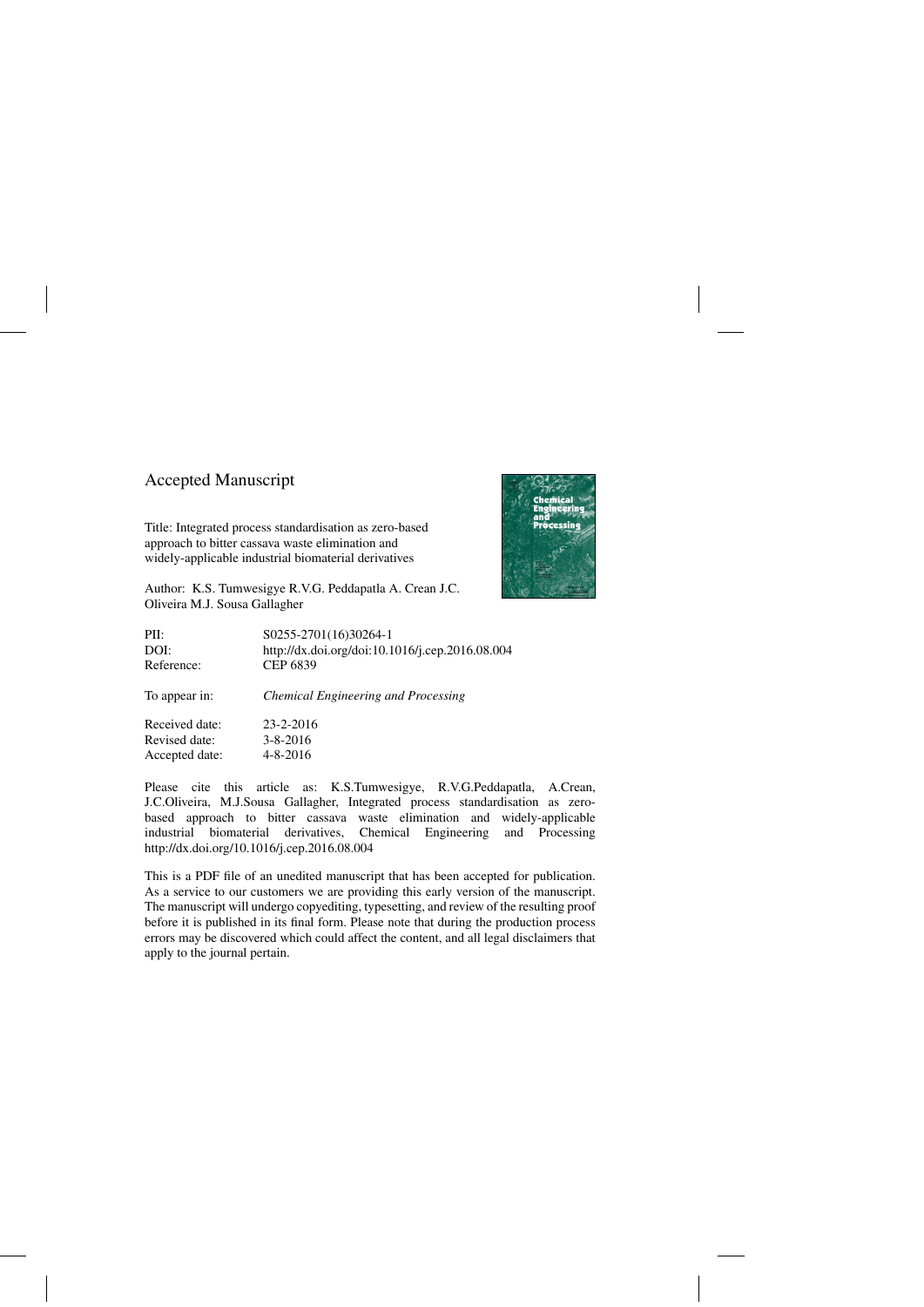# Accepted Manuscript

Title: Integrated process standardisation as zero-based approach to bitter cassava waste elimination and widely-applicable industrial biomaterial derivatives

Author: K.S. Tumwesigye R.V.G. Peddapatla A. Crean J.C. Oliveira M.J. Sousa Gallagher

| | |
|---|---|
| PII: | S0255-2701(16)30264-1 |
| DOI: | http://dx.doi.org/doi:10.1016/j.cep.2016.08.004 |
| Reference: | CEP 6839 |
| To appear in: | *Chemical Engineering and Processing* |
| Received date: | 23-2-2016 |
| Revised date: | 3-8-2016 |
| Accepted date: | 4-8-2016 |

Please cite this article as: K.S.Tumwesigye, R.V.G.Peddapatla, A.Crean, J.C.Oliveira, M.J.Sousa Gallagher, Integrated process standardisation as zero-based approach to bitter cassava waste elimination and widely-applicable industrial biomaterial derivatives, Chemical Engineering and Processing http://dx.doi.org/10.1016/j.cep.2016.08.004

This is a PDF file of an unedited manuscript that has been accepted for publication. As a service to our customers we are providing this early version of the manuscript. The manuscript will undergo copyediting, typesetting, and review of the resulting proof before it is published in its final form. Please note that during the production process errors may be discovered which could affect the content, and all legal disclaimers that apply to the journal pertain.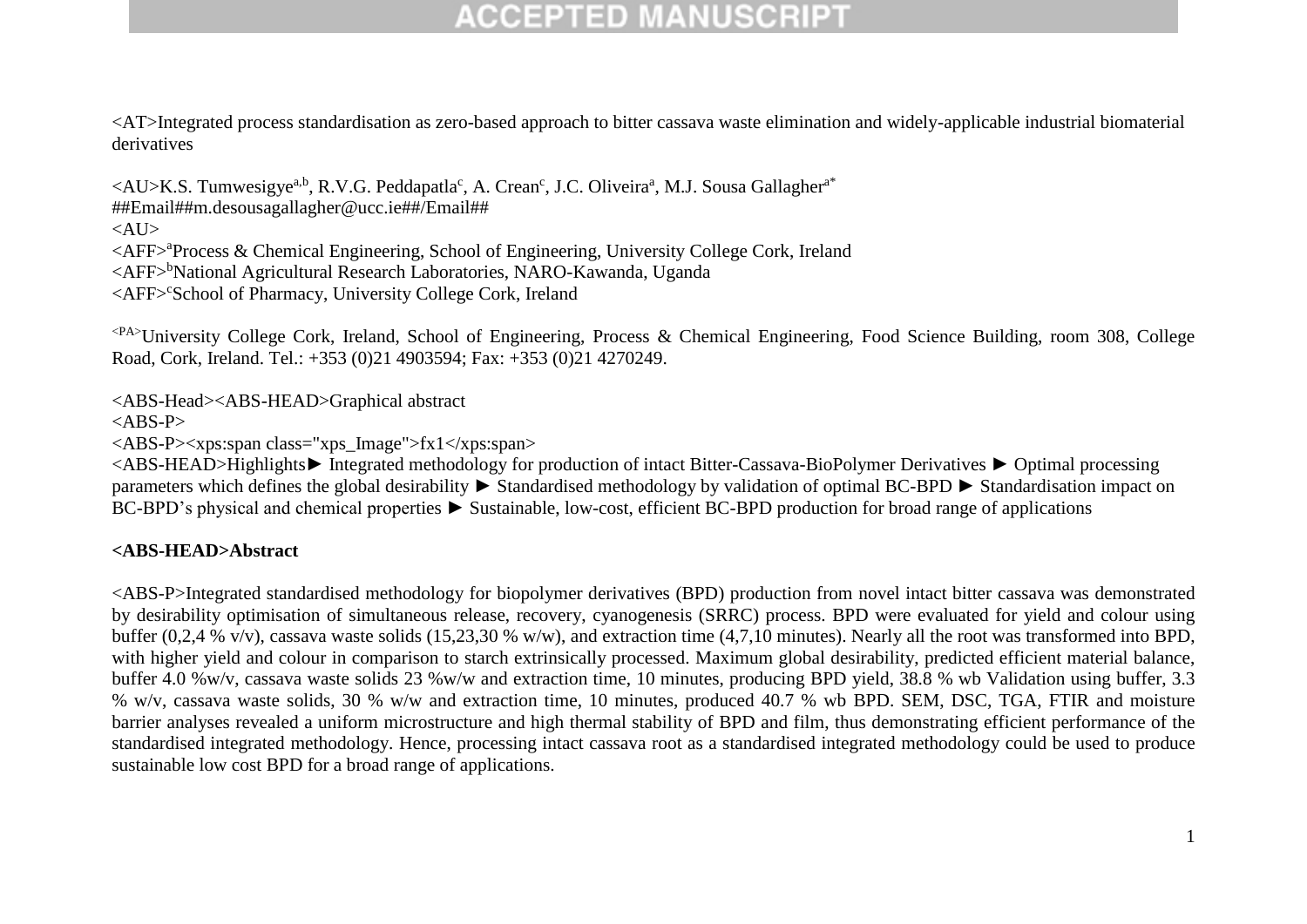<AT>Integrated process standardisation as zero-based approach to bitter cassava waste elimination and widely-applicable industrial biomaterial derivatives

<AU>K.S. Tumwesigye[a,b], R.V.G. Peddapatla[c], A. Crean[c], J.C. Oliveira[a], M.J. Sousa Gallagher[a*]
##Email##m.desousagallagher@ucc.ie##/Email##
<AU>
<AFF>[a]Process & Chemical Engineering, School of Engineering, University College Cork, Ireland
<AFF>[b]National Agricultural Research Laboratories, NARO-Kawanda, Uganda
<AFF>[c]School of Pharmacy, University College Cork, Ireland

<PA>University College Cork, Ireland, School of Engineering, Process & Chemical Engineering, Food Science Building, room 308, College Road, Cork, Ireland. Tel.: +353 (0)21 4903594; Fax: +353 (0)21 4270249.

<ABS-Head><ABS-HEAD>Graphical abstract
<ABS-P>
<ABS-P><xps:span class="xps_Image">fx1</xps:span>
<ABS-HEAD>Highlights► Integrated methodology for production of intact Bitter-Cassava-BioPolymer Derivatives ► Optimal processing parameters which defines the global desirability ► Standardised methodology by validation of optimal BC-BPD ► Standardisation impact on BC-BPD's physical and chemical properties ► Sustainable, low-cost, efficient BC-BPD production for broad range of applications

**<ABS-HEAD>Abstract**

<ABS-P>Integrated standardised methodology for biopolymer derivatives (BPD) production from novel intact bitter cassava was demonstrated by desirability optimisation of simultaneous release, recovery, cyanogenesis (SRRC) process. BPD were evaluated for yield and colour using buffer (0,2,4 % v/v), cassava waste solids (15,23,30 % w/w), and extraction time (4,7,10 minutes). Nearly all the root was transformed into BPD, with higher yield and colour in comparison to starch extrinsically processed. Maximum global desirability, predicted efficient material balance, buffer 4.0 %w/v, cassava waste solids 23 %w/w and extraction time, 10 minutes, producing BPD yield, 38.8 % wb Validation using buffer, 3.3 % w/v, cassava waste solids, 30 % w/w and extraction time, 10 minutes, produced 40.7 % wb BPD. SEM, DSC, TGA, FTIR and moisture barrier analyses revealed a uniform microstructure and high thermal stability of BPD and film, thus demonstrating efficient performance of the standardised integrated methodology. Hence, processing intact cassava root as a standardised integrated methodology could be used to produce sustainable low cost BPD for a broad range of applications.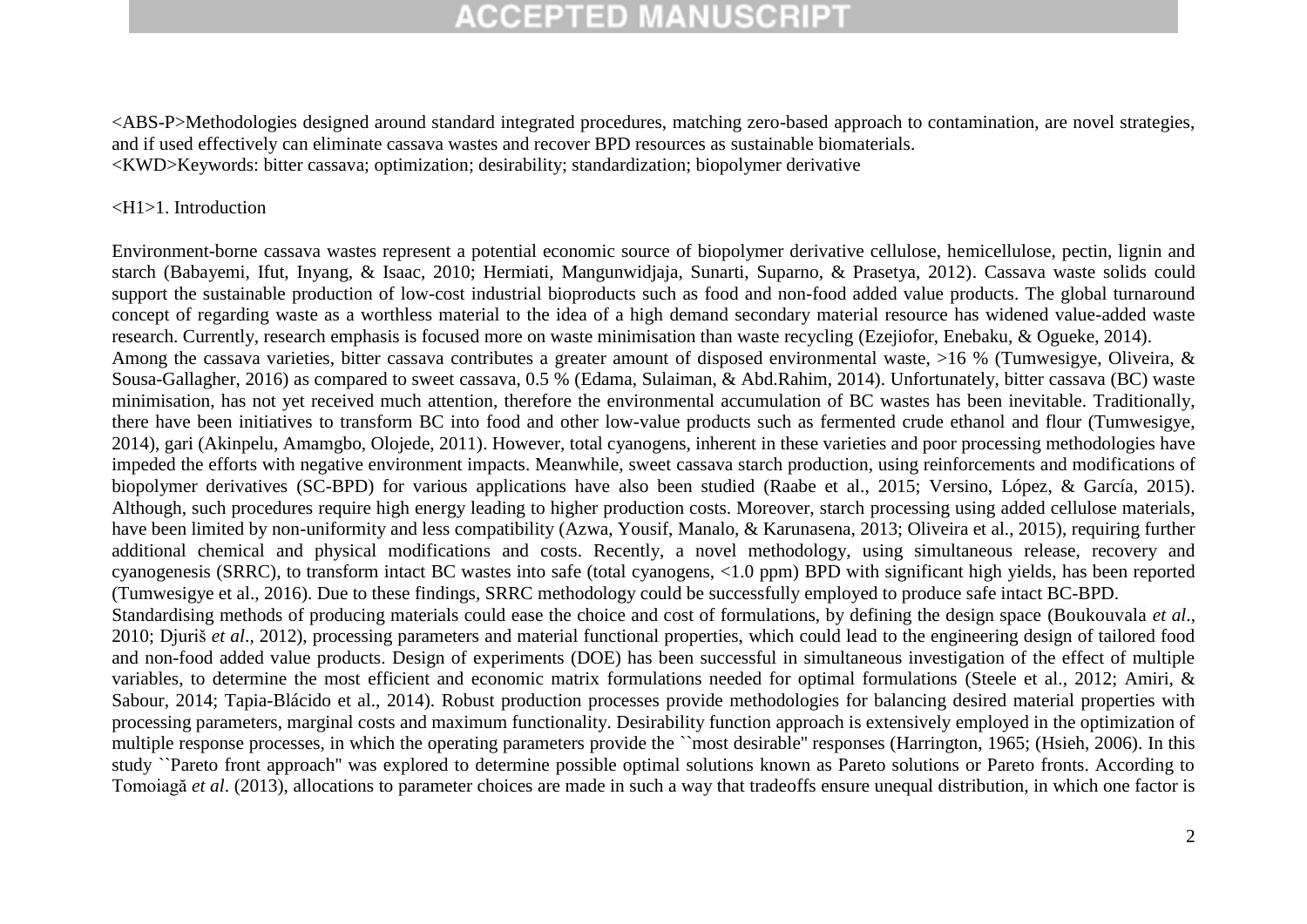<ABS-P>Methodologies designed around standard integrated procedures, matching zero-based approach to contamination, are novel strategies, and if used effectively can eliminate cassava wastes and recover BPD resources as sustainable biomaterials.

<KWD>Keywords: bitter cassava; optimization; desirability; standardization; biopolymer derivative

# <H1>1. Introduction

Environment-borne cassava wastes represent a potential economic source of biopolymer derivative cellulose, hemicellulose, pectin, lignin and starch (Babayemi, Ifut, Inyang, & Isaac, 2010; Hermiati, Mangunwidjaja, Sunarti, Suparno, & Prasetya, 2012). Cassava waste solids could support the sustainable production of low-cost industrial bioproducts such as food and non-food added value products. The global turnaround concept of regarding waste as a worthless material to the idea of a high demand secondary material resource has widened value-added waste research. Currently, research emphasis is focused more on waste minimisation than waste recycling (Ezejiofor, Enebaku, & Ogueke, 2014).

Among the cassava varieties, bitter cassava contributes a greater amount of disposed environmental waste, >16 % (Tumwesigye, Oliveira, & Sousa-Gallagher, 2016) as compared to sweet cassava, 0.5 % (Edama, Sulaiman, & Abd.Rahim, 2014). Unfortunately, bitter cassava (BC) waste minimisation, has not yet received much attention, therefore the environmental accumulation of BC wastes has been inevitable. Traditionally, there have been initiatives to transform BC into food and other low-value products such as fermented crude ethanol and flour (Tumwesigye, 2014), gari (Akinpelu, Amamgbo, Olojede, 2011). However, total cyanogens, inherent in these varieties and poor processing methodologies have impeded the efforts with negative environment impacts. Meanwhile, sweet cassava starch production, using reinforcements and modifications of biopolymer derivatives (SC-BPD) for various applications have also been studied (Raabe et al., 2015; Versino, López, & García, 2015). Although, such procedures require high energy leading to higher production costs. Moreover, starch processing using added cellulose materials, have been limited by non-uniformity and less compatibility (Azwa, Yousif, Manalo, & Karunasena, 2013; Oliveira et al., 2015), requiring further additional chemical and physical modifications and costs. Recently, a novel methodology, using simultaneous release, recovery and cyanogenesis (SRRC), to transform intact BC wastes into safe (total cyanogens, <1.0 ppm) BPD with significant high yields, has been reported (Tumwesigye et al., 2016). Due to these findings, SRRC methodology could be successfully employed to produce safe intact BC-BPD.

Standardising methods of producing materials could ease the choice and cost of formulations, by defining the design space (Boukouvala *et al*., 2010; Djuriš *et al*., 2012), processing parameters and material functional properties, which could lead to the engineering design of tailored food and non-food added value products. Design of experiments (DOE) has been successful in simultaneous investigation of the effect of multiple variables, to determine the most efficient and economic matrix formulations needed for optimal formulations (Steele et al., 2012; Amiri, & Sabour, 2014; Tapia-Blácido et al., 2014). Robust production processes provide methodologies for balancing desired material properties with processing parameters, marginal costs and maximum functionality. Desirability function approach is extensively employed in the optimization of multiple response processes, in which the operating parameters provide the ``most desirable'' responses (Harrington, 1965; (Hsieh, 2006). In this study ``Pareto front approach'' was explored to determine possible optimal solutions known as Pareto solutions or Pareto fronts. According to Tomoiagă *et al*. (2013), allocations to parameter choices are made in such a way that tradeoffs ensure unequal distribution, in which one factor is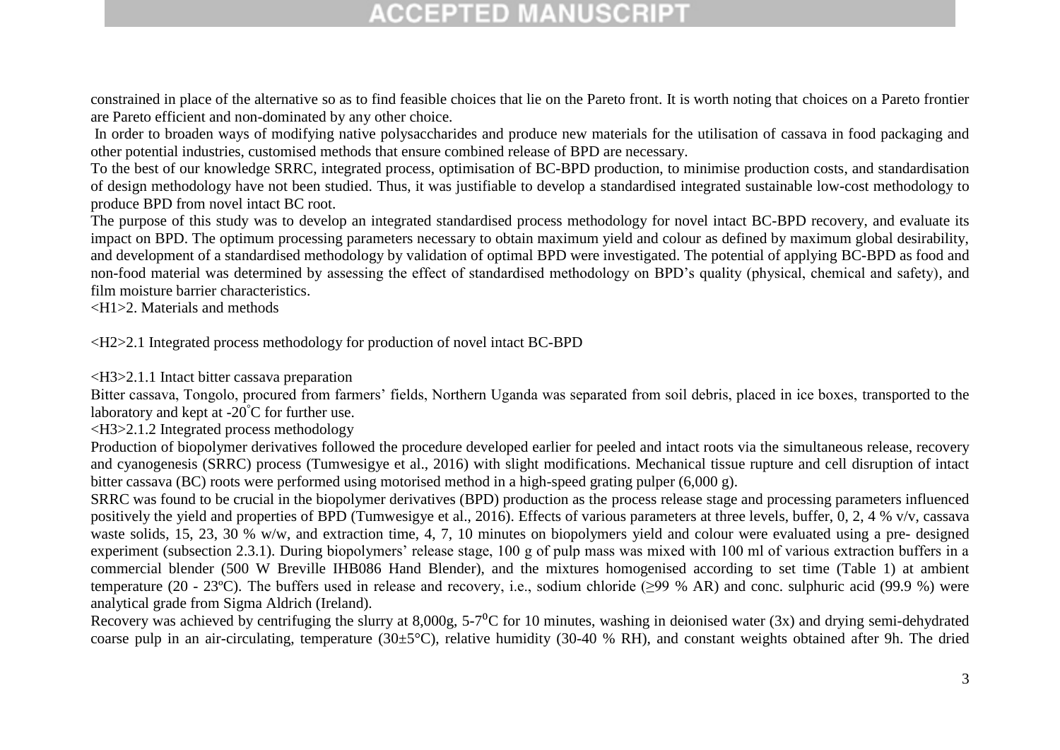constrained in place of the alternative so as to find feasible choices that lie on the Pareto front. It is worth noting that choices on a Pareto frontier are Pareto efficient and non-dominated by any other choice.

In order to broaden ways of modifying native polysaccharides and produce new materials for the utilisation of cassava in food packaging and other potential industries, customised methods that ensure combined release of BPD are necessary.

To the best of our knowledge SRRC, integrated process, optimisation of BC-BPD production, to minimise production costs, and standardisation of design methodology have not been studied. Thus, it was justifiable to develop a standardised integrated sustainable low-cost methodology to produce BPD from novel intact BC root.

The purpose of this study was to develop an integrated standardised process methodology for novel intact BC-BPD recovery, and evaluate its impact on BPD. The optimum processing parameters necessary to obtain maximum yield and colour as defined by maximum global desirability, and development of a standardised methodology by validation of optimal BPD were investigated. The potential of applying BC-BPD as food and non-food material was determined by assessing the effect of standardised methodology on BPD's quality (physical, chemical and safety), and film moisture barrier characteristics.

<H1>2. Materials and methods

<H2>2.1 Integrated process methodology for production of novel intact BC-BPD

<H3>2.1.1 Intact bitter cassava preparation

Bitter cassava, Tongolo, procured from farmers' fields, Northern Uganda was separated from soil debris, placed in ice boxes, transported to the laboratory and kept at -20°C for further use.

<H3>2.1.2 Integrated process methodology

Production of biopolymer derivatives followed the procedure developed earlier for peeled and intact roots via the simultaneous release, recovery and cyanogenesis (SRRC) process (Tumwesigye et al., 2016) with slight modifications. Mechanical tissue rupture and cell disruption of intact bitter cassava (BC) roots were performed using motorised method in a high-speed grating pulper (6,000 g).

SRRC was found to be crucial in the biopolymer derivatives (BPD) production as the process release stage and processing parameters influenced positively the yield and properties of BPD (Tumwesigye et al., 2016). Effects of various parameters at three levels, buffer, 0, 2, 4 % v/v, cassava waste solids, 15, 23, 30 % w/w, and extraction time, 4, 7, 10 minutes on biopolymers yield and colour were evaluated using a pre- designed experiment (subsection 2.3.1). During biopolymers' release stage, 100 g of pulp mass was mixed with 100 ml of various extraction buffers in a commercial blender (500 W Breville IHB086 Hand Blender), and the mixtures homogenised according to set time (Table 1) at ambient temperature (20 - 23ºC). The buffers used in release and recovery, i.e., sodium chloride (≥99 % AR) and conc. sulphuric acid (99.9 %) were analytical grade from Sigma Aldrich (Ireland).

Recovery was achieved by centrifuging the slurry at 8,000g, 5-7$^0$C for 10 minutes, washing in deionised water (3x) and drying semi-dehydrated coarse pulp in an air-circulating, temperature (30±5°C), relative humidity (30-40 % RH), and constant weights obtained after 9h. The dried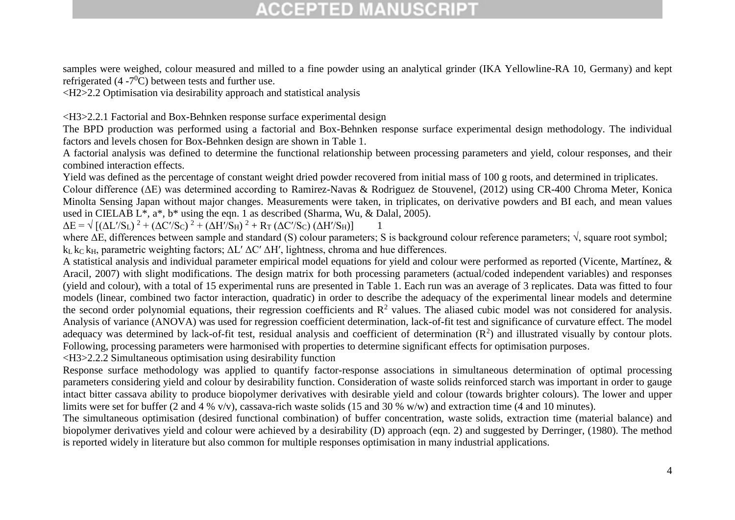samples were weighed, colour measured and milled to a fine powder using an analytical grinder (IKA Yellowline-RA 10, Germany) and kept refrigerated (4 -7$^0$C) between tests and further use.

## 2.2 Optimisation via desirability approach and statistical analysis

### 2.2.1 Factorial and Box-Behnken response surface experimental design

The BPD production was performed using a factorial and Box-Behnken response surface experimental design methodology. The individual factors and levels chosen for Box-Behnken design are shown in Table 1.

A factorial analysis was defined to determine the functional relationship between processing parameters and yield, colour responses, and their combined interaction effects.

Yield was defined as the percentage of constant weight dried powder recovered from initial mass of 100 g roots, and determined in triplicates.

Colour difference (ΔE) was determined according to Ramirez-Navas & Rodriguez de Stouvenel, (2012) using CR-400 Chroma Meter, Konica Minolta Sensing Japan without major changes. Measurements were taken, in triplicates, on derivative powders and BI each, and mean values used in CIELAB L*, a*, b* using the eqn. 1 as described (Sharma, Wu, & Dalal, 2005).

$$\Delta E = \sqrt{[(\Delta L'/S_L)^2 + (\Delta C'/S_C)^2 + (\Delta H'/S_H)^2 + R_T (\Delta C'/S_C)(\Delta H'/S_H)]} \qquad 1$$

where ΔE, differences between sample and standard (S) colour parameters; S is background colour reference parameters; √, square root symbol; $k_L$ $k_C$ $k_H$, parametric weighting factors; $\Delta L'$ $\Delta C'$ $\Delta H'$, lightness, chroma and hue differences.

A statistical analysis and individual parameter empirical model equations for yield and colour were performed as reported (Vicente, Martínez, & Aracil, 2007) with slight modifications. The design matrix for both processing parameters (actual/coded independent variables) and responses (yield and colour), with a total of 15 experimental runs are presented in Table 1. Each run was an average of 3 replicates. Data was fitted to four models (linear, combined two factor interaction, quadratic) in order to describe the adequacy of the experimental linear models and determine the second order polynomial equations, their regression coefficients and $R^2$ values. The aliased cubic model was not considered for analysis. Analysis of variance (ANOVA) was used for regression coefficient determination, lack-of-fit test and significance of curvature effect. The model adequacy was determined by lack-of-fit test, residual analysis and coefficient of determination ($R^2$) and illustrated visually by contour plots. Following, processing parameters were harmonised with properties to determine significant effects for optimisation purposes.

### 2.2.2 Simultaneous optimisation using desirability function

Response surface methodology was applied to quantify factor-response associations in simultaneous determination of optimal processing parameters considering yield and colour by desirability function. Consideration of waste solids reinforced starch was important in order to gauge intact bitter cassava ability to produce biopolymer derivatives with desirable yield and colour (towards brighter colours). The lower and upper limits were set for buffer (2 and 4 % v/v), cassava-rich waste solids (15 and 30 % w/w) and extraction time (4 and 10 minutes).

The simultaneous optimisation (desired functional combination) of buffer concentration, waste solids, extraction time (material balance) and biopolymer derivatives yield and colour were achieved by a desirability (D) approach (eqn. 2) and suggested by Derringer, (1980). The method is reported widely in literature but also common for multiple responses optimisation in many industrial applications.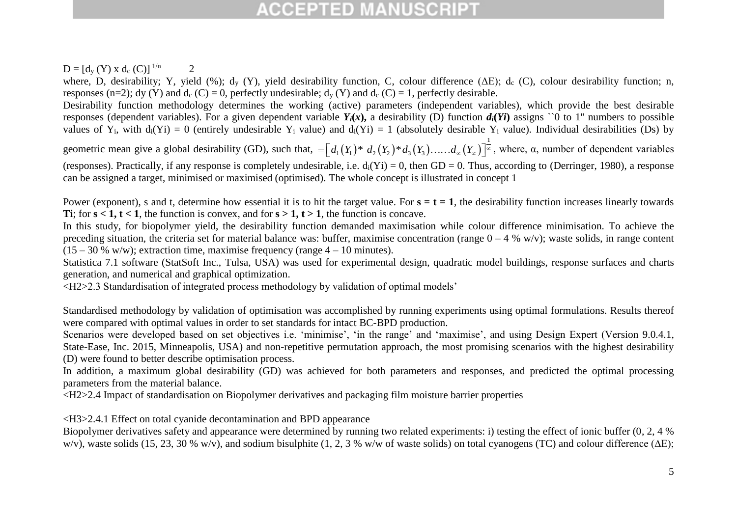$$D = [d_y(Y) \times d_c(C)]^{1/n} \qquad 2$$

where, D, desirability; Y, yield (%); $d_y$ (Y), yield desirability function, C, colour difference (ΔE); $d_c$ (C), colour desirability function; n, responses (n=2); dy (Y) and $d_c$ (C) = 0, perfectly undesirable; $d_y$ (Y) and $d_c$ (C) = 1, perfectly desirable.

Desirability function methodology determines the working (active) parameters (independent variables), which provide the best desirable responses (dependent variables). For a given dependent variable $Y_i(x)$, a desirability (D) function $d_i(Yi)$ assigns ``0 to 1" numbers to possible values of $Y_i$, with $d_i(Yi) = 0$ (entirely undesirable $Y_i$ value) and $d_i(Yi) = 1$ (absolutely desirable $Y_i$ value). Individual desirabilities (Ds) by geometric mean give a global desirability (GD), such that, $= \left[ d_1(Y_1) * d_2(Y_2) * d_3(Y_3) \ldots\ldots d_\infty(Y_\infty) \right]^{\frac{1}{\infty}}$, where, α, number of dependent variables (responses). Practically, if any response is completely undesirable, i.e. $d_i(Yi) = 0$, then GD = 0. Thus, according to (Derringer, 1980), a response can be assigned a target, minimised or maximised (optimised). The whole concept is illustrated in concept 1

Power (exponent), s and t, determine how essential it is to hit the target value. For **s = t = 1**, the desirability function increases linearly towards **Ti**; for **s < 1, t < 1**, the function is convex, and for **s > 1, t > 1**, the function is concave.

In this study, for biopolymer yield, the desirability function demanded maximisation while colour difference minimisation. To achieve the preceding situation, the criteria set for material balance was: buffer, maximise concentration (range 0 – 4 % w/v); waste solids, in range content (15 – 30 % w/w); extraction time, maximise frequency (range 4 – 10 minutes).

Statistica 7.1 software (StatSoft Inc., Tulsa, USA) was used for experimental design, quadratic model buildings, response surfaces and charts generation, and numerical and graphical optimization.

## 2.3 Standardisation of integrated process methodology by validation of optimal models'

Standardised methodology by validation of optimisation was accomplished by running experiments using optimal formulations. Results thereof were compared with optimal values in order to set standards for intact BC-BPD production.

Scenarios were developed based on set objectives i.e. 'minimise', 'in the range' and 'maximise', and using Design Expert (Version 9.0.4.1, State-Ease, Inc. 2015, Minneapolis, USA) and non-repetitive permutation approach, the most promising scenarios with the highest desirability (D) were found to better describe optimisation process.

In addition, a maximum global desirability (GD) was achieved for both parameters and responses, and predicted the optimal processing parameters from the material balance.

## 2.4 Impact of standardisation on Biopolymer derivatives and packaging film moisture barrier properties

### 2.4.1 Effect on total cyanide decontamination and BPD appearance

Biopolymer derivatives safety and appearance were determined by running two related experiments: i) testing the effect of ionic buffer (0, 2, 4 % w/v), waste solids (15, 23, 30 % w/v), and sodium bisulphite (1, 2, 3 % w/w of waste solids) on total cyanogens (TC) and colour difference (ΔE);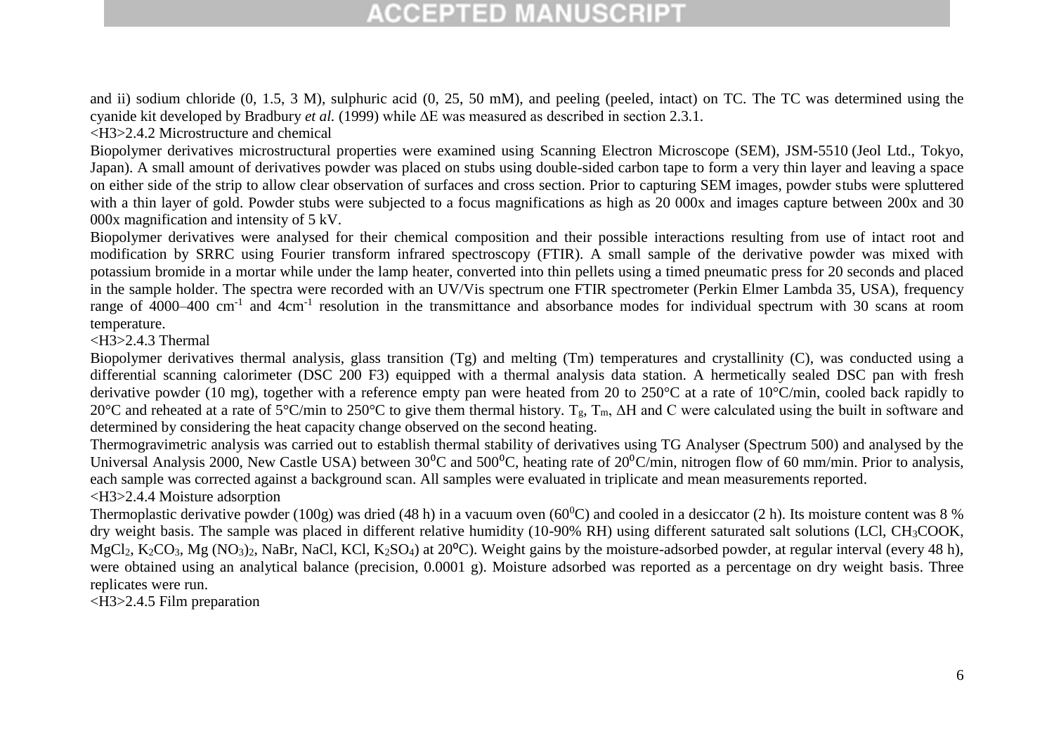and ii) sodium chloride (0, 1.5, 3 M), sulphuric acid (0, 25, 50 mM), and peeling (peeled, intact) on TC. The TC was determined using the cyanide kit developed by Bradbury *et al.* (1999) while ΔE was measured as described in section 2.3.1.

### 2.4.2 Microstructure and chemical

Biopolymer derivatives microstructural properties were examined using Scanning Electron Microscope (SEM), JSM-5510 (Jeol Ltd., Tokyo, Japan). A small amount of derivatives powder was placed on stubs using double-sided carbon tape to form a very thin layer and leaving a space on either side of the strip to allow clear observation of surfaces and cross section. Prior to capturing SEM images, powder stubs were spluttered with a thin layer of gold. Powder stubs were subjected to a focus magnifications as high as 20 000x and images capture between 200x and 30 000x magnification and intensity of 5 kV.

Biopolymer derivatives were analysed for their chemical composition and their possible interactions resulting from use of intact root and modification by SRRC using Fourier transform infrared spectroscopy (FTIR). A small sample of the derivative powder was mixed with potassium bromide in a mortar while under the lamp heater, converted into thin pellets using a timed pneumatic press for 20 seconds and placed in the sample holder. The spectra were recorded with an UV/Vis spectrum one FTIR spectrometer (Perkin Elmer Lambda 35, USA), frequency range of 4000–400 $cm^{-1}$ and 4$cm^{-1}$ resolution in the transmittance and absorbance modes for individual spectrum with 30 scans at room temperature.

### 2.4.3 Thermal

Biopolymer derivatives thermal analysis, glass transition (Tg) and melting (Tm) temperatures and crystallinity (C), was conducted using a differential scanning calorimeter (DSC 200 F3) equipped with a thermal analysis data station. A hermetically sealed DSC pan with fresh derivative powder (10 mg), together with a reference empty pan were heated from 20 to 250°C at a rate of 10°C/min, cooled back rapidly to 20°C and reheated at a rate of 5°C/min to 250°C to give them thermal history. $T_g$, $T_m$, ΔH and C were calculated using the built in software and determined by considering the heat capacity change observed on the second heating.

Thermogravimetric analysis was carried out to establish thermal stability of derivatives using TG Analyser (Spectrum 500) and analysed by the Universal Analysis 2000, New Castle USA) between $30^0$C and $500^0$C, heating rate of $20^0$C/min, nitrogen flow of 60 mm/min. Prior to analysis, each sample was corrected against a background scan. All samples were evaluated in triplicate and mean measurements reported.

### 2.4.4 Moisture adsorption

Thermoplastic derivative powder (100g) was dried (48 h) in a vacuum oven ($60^0$C) and cooled in a desiccator (2 h). Its moisture content was 8 % dry weight basis. The sample was placed in different relative humidity (10-90% RH) using different saturated salt solutions (LCl, $CH_3COOK$, $MgCl_2$, $K_2CO_3$, $Mg(NO_3)_2$, NaBr, NaCl, KCl, $K_2SO_4$) at $20^o$C). Weight gains by the moisture-adsorbed powder, at regular interval (every 48 h), were obtained using an analytical balance (precision, 0.0001 g). Moisture adsorbed was reported as a percentage on dry weight basis. Three replicates were run.

### 2.4.5 Film preparation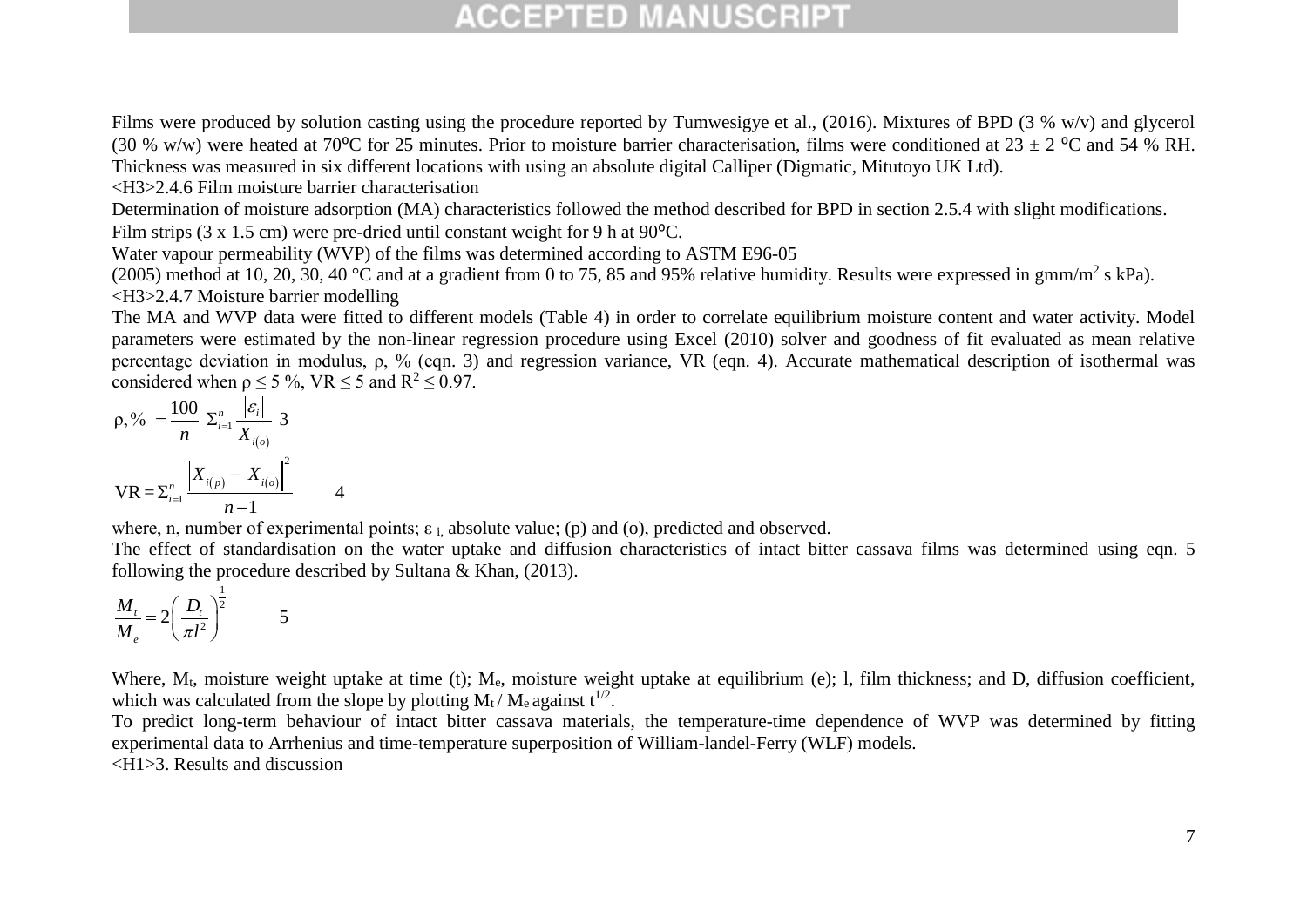Films were produced by solution casting using the procedure reported by Tumwesigye et al., (2016). Mixtures of BPD (3 % w/v) and glycerol (30 % w/w) were heated at 70ºC for 25 minutes. Prior to moisture barrier characterisation, films were conditioned at 23 ± 2 ºC and 54 % RH. Thickness was measured in six different locations with using an absolute digital Calliper (Digmatic, Mitutoyo UK Ltd).

### 2.4.6 Film moisture barrier characterisation

Determination of moisture adsorption (MA) characteristics followed the method described for BPD in section 2.5.4 with slight modifications. Film strips (3 x 1.5 cm) were pre-dried until constant weight for 9 h at 90ºC.

Water vapour permeability (WVP) of the films was determined according to ASTM E96-05 (2005) method at 10, 20, 30, 40 °C and at a gradient from 0 to 75, 85 and 95% relative humidity. Results were expressed in gmm/m$^2$ s kPa).

### 2.4.7 Moisture barrier modelling

The MA and WVP data were fitted to different models (Table 4) in order to correlate equilibrium moisture content and water activity. Model parameters were estimated by the non-linear regression procedure using Excel (2010) solver and goodness of fit evaluated as mean relative percentage deviation in modulus, ρ, % (eqn. 3) and regression variance, VR (eqn. 4). Accurate mathematical description of isothermal was considered when $\rho \leq 5$ %, $VR \leq 5$ and $R^2 \leq 0.97$.

$$\rho, \% = \frac{100}{n} \Sigma_{i=1}^{n} \frac{|\varepsilon_i|}{X_{i(o)}} \quad 3$$

$$\mathrm{VR} = \Sigma_{i=1}^{n} \frac{\left|X_{i(p)} - X_{i(o)}\right|^2}{n-1} \quad 4$$

where, n, number of experimental points; $\varepsilon_i$, absolute value; (p) and (o), predicted and observed.

The effect of standardisation on the water uptake and diffusion characteristics of intact bitter cassava films was determined using eqn. 5 following the procedure described by Sultana & Khan, (2013).

$$\frac{M_t}{M_e} = 2\left(\frac{D_t}{\pi l^2}\right)^{\frac{1}{2}} \quad 5$$

Where, $M_t$, moisture weight uptake at time (t); $M_e$, moisture weight uptake at equilibrium (e); l, film thickness; and D, diffusion coefficient, which was calculated from the slope by plotting $M_t / M_e$ against $t^{1/2}$.

To predict long-term behaviour of intact bitter cassava materials, the temperature-time dependence of WVP was determined by fitting experimental data to Arrhenius and time-temperature superposition of William-landel-Ferry (WLF) models.

# 3. Results and discussion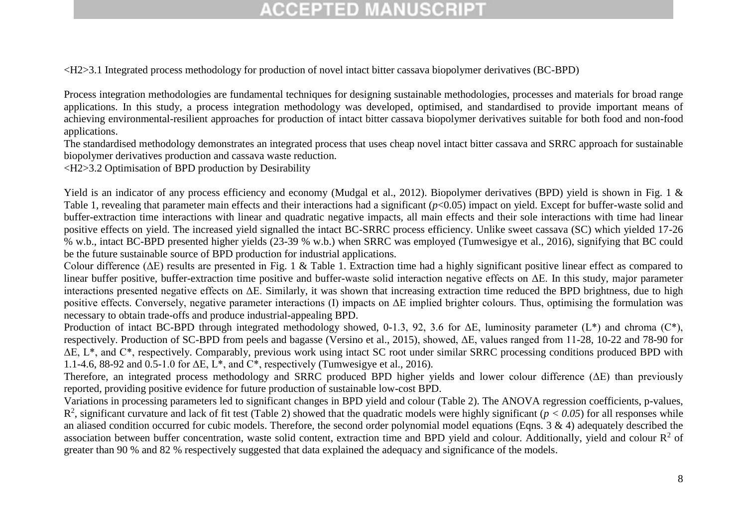## 3.1 Integrated process methodology for production of novel intact bitter cassava biopolymer derivatives (BC-BPD)

Process integration methodologies are fundamental techniques for designing sustainable methodologies, processes and materials for broad range applications. In this study, a process integration methodology was developed, optimised, and standardised to provide important means of achieving environmental-resilient approaches for production of intact bitter cassava biopolymer derivatives suitable for both food and non-food applications.

The standardised methodology demonstrates an integrated process that uses cheap novel intact bitter cassava and SRRC approach for sustainable biopolymer derivatives production and cassava waste reduction.

## 3.2 Optimisation of BPD production by Desirability

Yield is an indicator of any process efficiency and economy (Mudgal et al., 2012). Biopolymer derivatives (BPD) yield is shown in Fig. 1 & Table 1, revealing that parameter main effects and their interactions had a significant ($p$<0.05) impact on yield. Except for buffer-waste solid and buffer-extraction time interactions with linear and quadratic negative impacts, all main effects and their sole interactions with time had linear positive effects on yield. The increased yield signalled the intact BC-SRRC process efficiency. Unlike sweet cassava (SC) which yielded 17-26 % w.b., intact BC-BPD presented higher yields (23-39 % w.b.) when SRRC was employed (Tumwesigye et al., 2016), signifying that BC could be the future sustainable source of BPD production for industrial applications.

Colour difference ($\Delta E$) results are presented in Fig. 1 & Table 1. Extraction time had a highly significant positive linear effect as compared to linear buffer positive, buffer-extraction time positive and buffer-waste solid interaction negative effects on $\Delta E$. In this study, major parameter interactions presented negative effects on $\Delta E$. Similarly, it was shown that increasing extraction time reduced the BPD brightness, due to high positive effects. Conversely, negative parameter interactions (I) impacts on $\Delta E$ implied brighter colours. Thus, optimising the formulation was necessary to obtain trade-offs and produce industrial-appealing BPD.

Production of intact BC-BPD through integrated methodology showed, 0-1.3, 92, 3.6 for $\Delta E$, luminosity parameter ($L^*$) and chroma ($C^*$), respectively. Production of SC-BPD from peels and bagasse (Versino et al., 2015), showed, $\Delta E$, values ranged from 11-28, 10-22 and 78-90 for $\Delta E$, $L^*$, and $C^*$, respectively. Comparably, previous work using intact SC root under similar SRRC processing conditions produced BPD with 1.1-4.6, 88-92 and 0.5-1.0 for $\Delta E$, $L^*$, and $C^*$, respectively (Tumwesigye et al., 2016).

Therefore, an integrated process methodology and SRRC produced BPD higher yields and lower colour difference ($\Delta E$) than previously reported, providing positive evidence for future production of sustainable low-cost BPD.

Variations in processing parameters led to significant changes in BPD yield and colour (Table 2). The ANOVA regression coefficients, p-values, $R^2$, significant curvature and lack of fit test (Table 2) showed that the quadratic models were highly significant ($p < 0.05$) for all responses while an aliased condition occurred for cubic models. Therefore, the second order polynomial model equations (Eqns. 3 & 4) adequately described the association between buffer concentration, waste solid content, extraction time and BPD yield and colour. Additionally, yield and colour $R^2$ of greater than 90 % and 82 % respectively suggested that data explained the adequacy and significance of the models.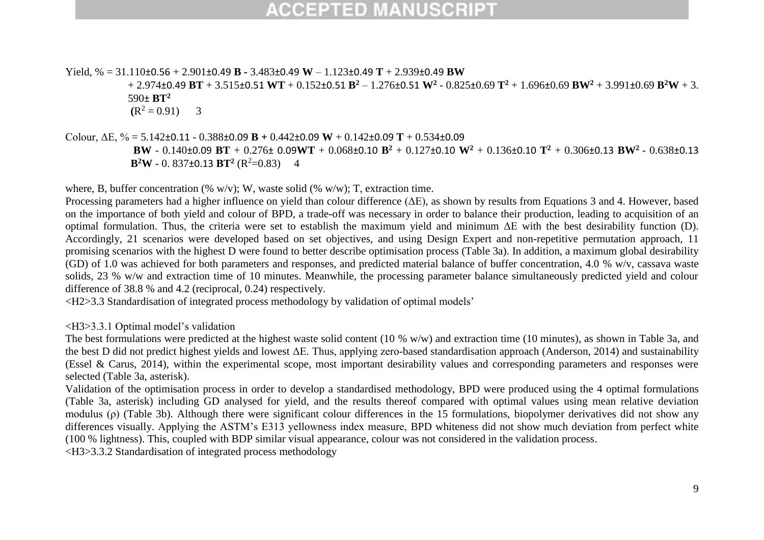$$\text{Yield, \%} = 31.110 \pm 0.56 + 2.901 \pm 0.49\,\mathbf{B} - 3.483 \pm 0.49\,\mathbf{W} - 1.123 \pm 0.49\,\mathbf{T} + 2.939 \pm 0.49\,\mathbf{BW} + 2.974 \pm 0.49\,\mathbf{BT} + 3.515 \pm 0.51\,\mathbf{WT} + 0.152 \pm 0.51\,\mathbf{B^2} - 1.276 \pm 0.51\,\mathbf{W^2} - 0.825 \pm 0.69\,\mathbf{T^2} + 1.696 \pm 0.69\,\mathbf{BW^2} + 3.991 \pm 0.69\,\mathbf{B^2W} + 3.590 \pm\,\mathbf{BT^2} \quad (R^2 = 0.91) \qquad 3$$

$$\text{Colour, } \Delta E\text{, \%} = 5.142 \pm 0.11 - 0.388 \pm 0.09\,\mathbf{B} + 0.442 \pm 0.09\,\mathbf{W} + 0.142 \pm 0.09\,\mathbf{T} + 0.534 \pm 0.09\,\mathbf{BW} - 0.140 \pm 0.09\,\mathbf{BT} + 0.276 \pm 0.09\mathbf{WT} + 0.068 \pm 0.10\,\mathbf{B^2} + 0.127 \pm 0.10\,\mathbf{W^2} + 0.136 \pm 0.10\,\mathbf{T^2} + 0.306 \pm 0.13\,\mathbf{BW^2} - 0.638 \pm 0.13\,\mathbf{B^2W} - 0.837 \pm 0.13\,\mathbf{BT^2} \quad (R^2=0.83) \qquad 4$$

where, B, buffer concentration (% w/v); W, waste solid (% w/w); T, extraction time.

Processing parameters had a higher influence on yield than colour difference (ΔE), as shown by results from Equations 3 and 4. However, based on the importance of both yield and colour of BPD, a trade-off was necessary in order to balance their production, leading to acquisition of an optimal formulation. Thus, the criteria were set to establish the maximum yield and minimum ΔE with the best desirability function (D). Accordingly, 21 scenarios were developed based on set objectives, and using Design Expert and non-repetitive permutation approach, 11 promising scenarios with the highest D were found to better describe optimisation process (Table 3a). In addition, a maximum global desirability (GD) of 1.0 was achieved for both parameters and responses, and predicted material balance of buffer concentration, 4.0 % w/v, cassava waste solids, 23 % w/w and extraction time of 10 minutes. Meanwhile, the processing parameter balance simultaneously predicted yield and colour difference of 38.8 % and 4.2 (reciprocal, 0.24) respectively.

## 3.3 Standardisation of integrated process methodology by validation of optimal models'

### 3.3.1 Optimal model's validation

The best formulations were predicted at the highest waste solid content (10 % w/w) and extraction time (10 minutes), as shown in Table 3a, and the best D did not predict highest yields and lowest ΔE. Thus, applying zero-based standardisation approach (Anderson, 2014) and sustainability (Essel & Carus, 2014), within the experimental scope, most important desirability values and corresponding parameters and responses were selected (Table 3a, asterisk).

Validation of the optimisation process in order to develop a standardised methodology, BPD were produced using the 4 optimal formulations (Table 3a, asterisk) including GD analysed for yield, and the results thereof compared with optimal values using mean relative deviation modulus (ρ) (Table 3b). Although there were significant colour differences in the 15 formulations, biopolymer derivatives did not show any differences visually. Applying the ASTM's E313 yellowness index measure, BPD whiteness did not show much deviation from perfect white (100 % lightness). This, coupled with BDP similar visual appearance, colour was not considered in the validation process.

### 3.3.2 Standardisation of integrated process methodology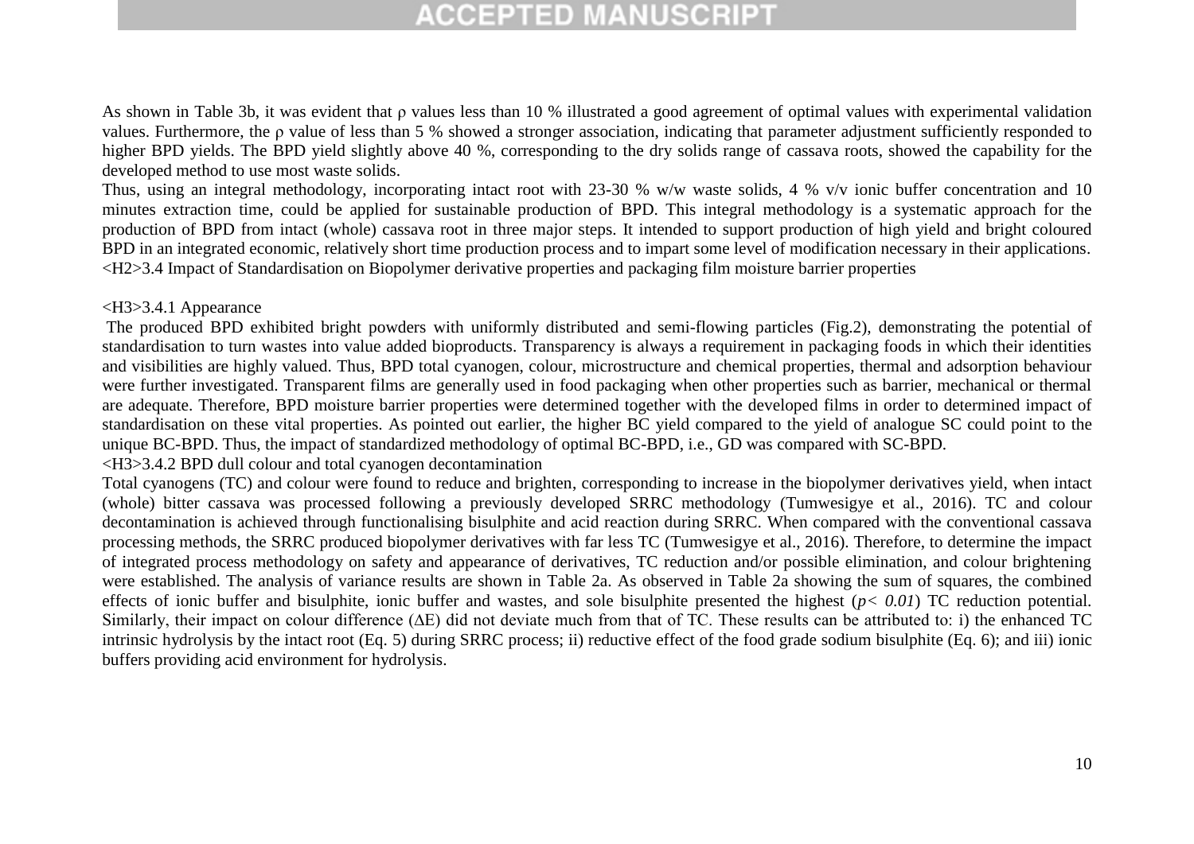As shown in Table 3b, it was evident that ρ values less than 10 % illustrated a good agreement of optimal values with experimental validation values. Furthermore, the ρ value of less than 5 % showed a stronger association, indicating that parameter adjustment sufficiently responded to higher BPD yields. The BPD yield slightly above 40 %, corresponding to the dry solids range of cassava roots, showed the capability for the developed method to use most waste solids.

Thus, using an integral methodology, incorporating intact root with 23-30 % w/w waste solids, 4 % v/v ionic buffer concentration and 10 minutes extraction time, could be applied for sustainable production of BPD. This integral methodology is a systematic approach for the production of BPD from intact (whole) cassava root in three major steps. It intended to support production of high yield and bright coloured BPD in an integrated economic, relatively short time production process and to impart some level of modification necessary in their applications.

## 3.4 Impact of Standardisation on Biopolymer derivative properties and packaging film moisture barrier properties

### 3.4.1 Appearance

The produced BPD exhibited bright powders with uniformly distributed and semi-flowing particles (Fig.2), demonstrating the potential of standardisation to turn wastes into value added bioproducts. Transparency is always a requirement in packaging foods in which their identities and visibilities are highly valued. Thus, BPD total cyanogen, colour, microstructure and chemical properties, thermal and adsorption behaviour were further investigated. Transparent films are generally used in food packaging when other properties such as barrier, mechanical or thermal are adequate. Therefore, BPD moisture barrier properties were determined together with the developed films in order to determined impact of standardisation on these vital properties. As pointed out earlier, the higher BC yield compared to the yield of analogue SC could point to the unique BC-BPD. Thus, the impact of standardized methodology of optimal BC-BPD, i.e., GD was compared with SC-BPD.

### 3.4.2 BPD dull colour and total cyanogen decontamination

Total cyanogens (TC) and colour were found to reduce and brighten, corresponding to increase in the biopolymer derivatives yield, when intact (whole) bitter cassava was processed following a previously developed SRRC methodology (Tumwesigye et al., 2016). TC and colour decontamination is achieved through functionalising bisulphite and acid reaction during SRRC. When compared with the conventional cassava processing methods, the SRRC produced biopolymer derivatives with far less TC (Tumwesigye et al., 2016). Therefore, to determine the impact of integrated process methodology on safety and appearance of derivatives, TC reduction and/or possible elimination, and colour brightening were established. The analysis of variance results are shown in Table 2a. As observed in Table 2a showing the sum of squares, the combined effects of ionic buffer and bisulphite, ionic buffer and wastes, and sole bisulphite presented the highest ($p < 0.01$) TC reduction potential. Similarly, their impact on colour difference (ΔE) did not deviate much from that of TC. These results can be attributed to: i) the enhanced TC intrinsic hydrolysis by the intact root (Eq. 5) during SRRC process; ii) reductive effect of the food grade sodium bisulphite (Eq. 6); and iii) ionic buffers providing acid environment for hydrolysis.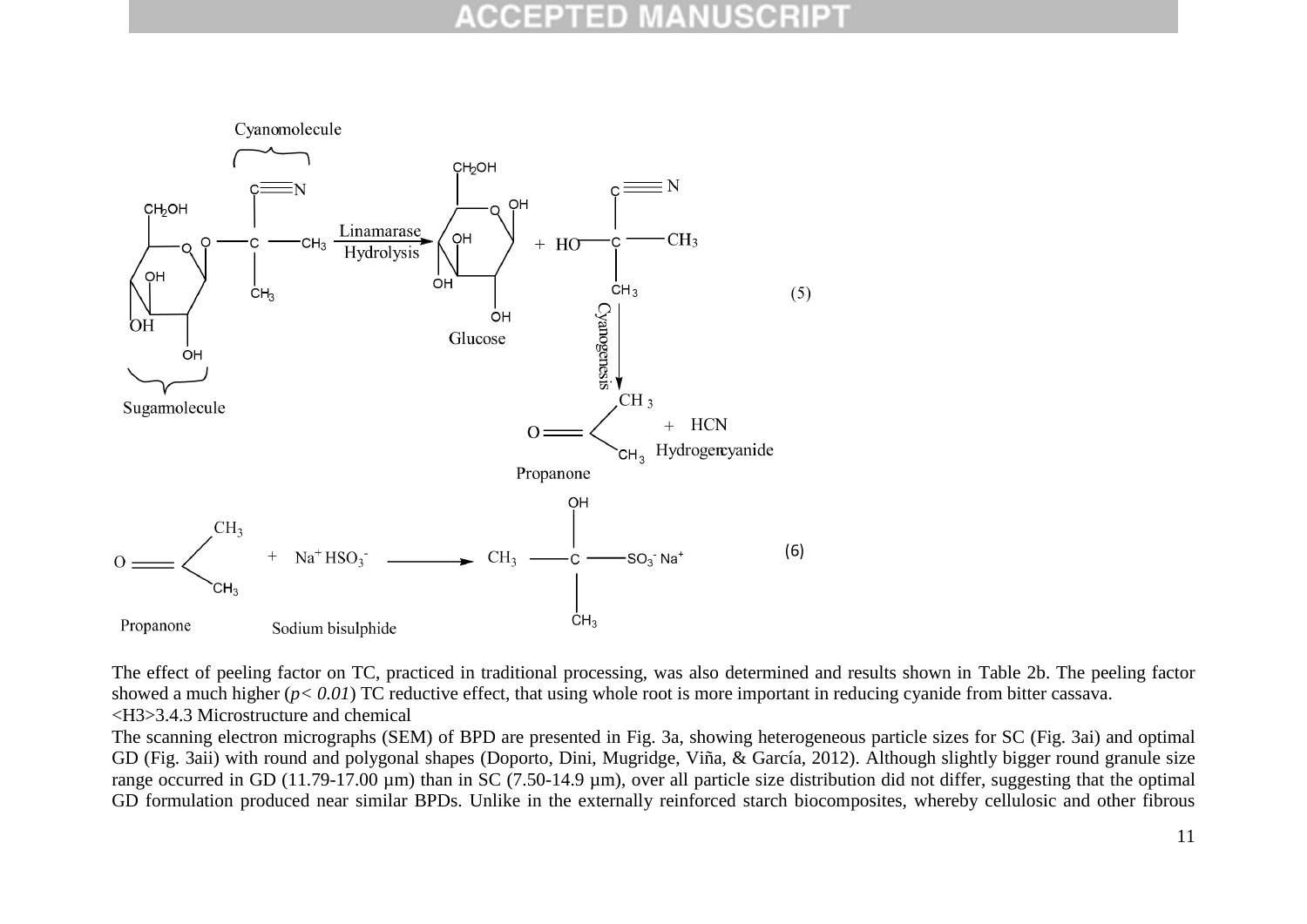$$\text{Linamarin (Sugar molecule + Cyanomolecule)} \xrightarrow[\text{Hydrolysis}]{\text{Linamarase}} \text{Glucose} + HO{-}C(CH_3)_2{-}C{\equiv}N \xrightarrow{\text{Cyanogenesis}} \underset{\text{Propanone}}{O{=}C(CH_3)_2} + \underset{\text{Hydrogen cyanide}}{HCN} \quad (5)$$

$$\underset{\text{Propanone}}{O{=}C(CH_3)_2} + \underset{\text{Sodium bisulphide}}{Na^+HSO_3^-} \longrightarrow CH_3{-}C(OH)(CH_3){-}SO_3^-Na^+ \quad (6)$$

The effect of peeling factor on TC, practiced in traditional processing, was also determined and results shown in Table 2b. The peeling factor showed a much higher (*$p < 0.01$*) TC reductive effect, that using whole root is more important in reducing cyanide from bitter cassava.

<H3>3.4.3 Microstructure and chemical

The scanning electron micrographs (SEM) of BPD are presented in Fig. 3a, showing heterogeneous particle sizes for SC (Fig. 3ai) and optimal GD (Fig. 3aii) with round and polygonal shapes (Doporto, Dini, Mugridge, Viña, & García, 2012). Although slightly bigger round granule size range occurred in GD (11.79-17.00 µm) than in SC (7.50-14.9 µm), over all particle size distribution did not differ, suggesting that the optimal GD formulation produced near similar BPDs. Unlike in the externally reinforced starch biocomposites, whereby cellulosic and other fibrous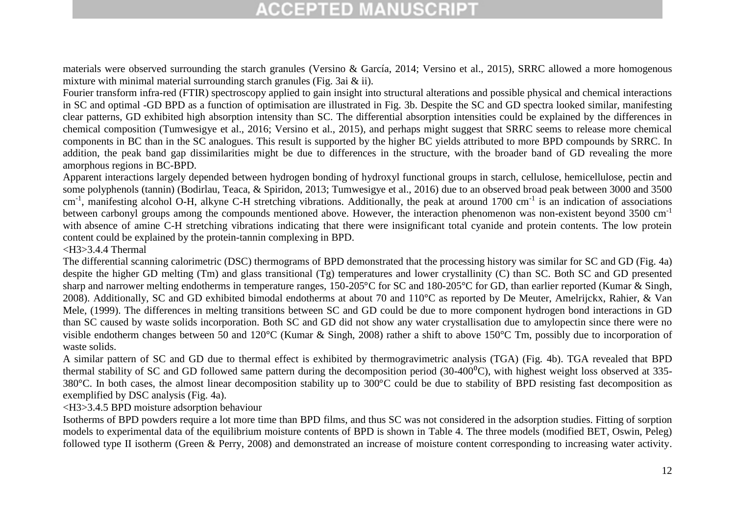materials were observed surrounding the starch granules (Versino & García, 2014; Versino et al., 2015), SRRC allowed a more homogenous mixture with minimal material surrounding starch granules (Fig. 3ai & ii).

Fourier transform infra-red (FTIR) spectroscopy applied to gain insight into structural alterations and possible physical and chemical interactions in SC and optimal -GD BPD as a function of optimisation are illustrated in Fig. 3b. Despite the SC and GD spectra looked similar, manifesting clear patterns, GD exhibited high absorption intensity than SC. The differential absorption intensities could be explained by the differences in chemical composition (Tumwesigye et al., 2016; Versino et al., 2015), and perhaps might suggest that SRRC seems to release more chemical components in BC than in the SC analogues. This result is supported by the higher BC yields attributed to more BPD compounds by SRRC. In addition, the peak band gap dissimilarities might be due to differences in the structure, with the broader band of GD revealing the more amorphous regions in BC-BPD.

Apparent interactions largely depended between hydrogen bonding of hydroxyl functional groups in starch, cellulose, hemicellulose, pectin and some polyphenols (tannin) (Bodirlau, Teaca, & Spiridon, 2013; Tumwesigye et al., 2016) due to an observed broad peak between 3000 and 3500 $cm^{-1}$, manifesting alcohol O-H, alkyne C-H stretching vibrations. Additionally, the peak at around 1700 $cm^{-1}$ is an indication of associations between carbonyl groups among the compounds mentioned above. However, the interaction phenomenon was non-existent beyond 3500 $cm^{-1}$ with absence of amine C-H stretching vibrations indicating that there were insignificant total cyanide and protein contents. The low protein content could be explained by the protein-tannin complexing in BPD.

### 3.4.4 Thermal

The differential scanning calorimetric (DSC) thermograms of BPD demonstrated that the processing history was similar for SC and GD (Fig. 4a) despite the higher GD melting (Tm) and glass transitional (Tg) temperatures and lower crystallinity (C) than SC. Both SC and GD presented sharp and narrower melting endotherms in temperature ranges, 150-205°C for SC and 180-205°C for GD, than earlier reported (Kumar & Singh, 2008). Additionally, SC and GD exhibited bimodal endotherms at about 70 and 110°C as reported by De Meuter, Amelrijckx, Rahier, & Van Mele, (1999). The differences in melting transitions between SC and GD could be due to more component hydrogen bond interactions in GD than SC caused by waste solids incorporation. Both SC and GD did not show any water crystallisation due to amylopectin since there were no visible endotherm changes between 50 and 120°C (Kumar & Singh, 2008) rather a shift to above 150°C Tm, possibly due to incorporation of waste solids.

A similar pattern of SC and GD due to thermal effect is exhibited by thermogravimetric analysis (TGA) (Fig. 4b). TGA revealed that BPD thermal stability of SC and GD followed same pattern during the decomposition period (30-400$^{0}$C), with highest weight loss observed at 335-380°C. In both cases, the almost linear decomposition stability up to 300°C could be due to stability of BPD resisting fast decomposition as exemplified by DSC analysis (Fig. 4a).

### 3.4.5 BPD moisture adsorption behaviour

Isotherms of BPD powders require a lot more time than BPD films, and thus SC was not considered in the adsorption studies. Fitting of sorption models to experimental data of the equilibrium moisture contents of BPD is shown in Table 4. The three models (modified BET, Oswin, Peleg) followed type II isotherm (Green & Perry, 2008) and demonstrated an increase of moisture content corresponding to increasing water activity.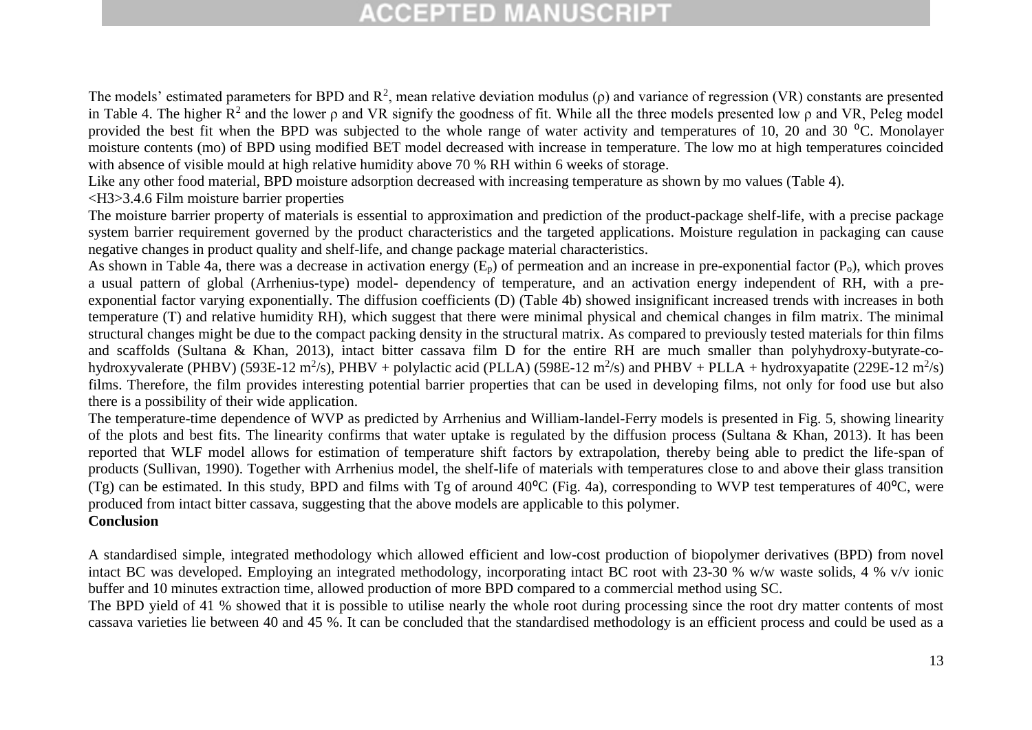The models' estimated parameters for BPD and $R^2$, mean relative deviation modulus (ρ) and variance of regression (VR) constants are presented in Table 4. The higher $R^2$ and the lower ρ and VR signify the goodness of fit. While all the three models presented low ρ and VR, Peleg model provided the best fit when the BPD was subjected to the whole range of water activity and temperatures of 10, 20 and 30 $^0$C. Monolayer moisture contents (mo) of BPD using modified BET model decreased with increase in temperature. The low mo at high temperatures coincided with absence of visible mould at high relative humidity above 70 % RH within 6 weeks of storage.

Like any other food material, BPD moisture adsorption decreased with increasing temperature as shown by mo values (Table 4).

<H3>3.4.6 Film moisture barrier properties

The moisture barrier property of materials is essential to approximation and prediction of the product-package shelf-life, with a precise package system barrier requirement governed by the product characteristics and the targeted applications. Moisture regulation in packaging can cause negative changes in product quality and shelf-life, and change package material characteristics.

As shown in Table 4a, there was a decrease in activation energy ($E_p$) of permeation and an increase in pre-exponential factor ($P_o$), which proves a usual pattern of global (Arrhenius-type) model- dependency of temperature, and an activation energy independent of RH, with a pre-exponential factor varying exponentially. The diffusion coefficients (D) (Table 4b) showed insignificant increased trends with increases in both temperature (T) and relative humidity RH), which suggest that there were minimal physical and chemical changes in film matrix. The minimal structural changes might be due to the compact packing density in the structural matrix. As compared to previously tested materials for thin films and scaffolds (Sultana & Khan, 2013), intact bitter cassava film D for the entire RH are much smaller than polyhydroxy-butyrate-co-hydroxyvalerate (PHBV) (593E-12 $m^2$/s), PHBV + polylactic acid (PLLA) (598E-12 $m^2$/s) and PHBV + PLLA + hydroxyapatite (229E-12 $m^2$/s) films. Therefore, the film provides interesting potential barrier properties that can be used in developing films, not only for food use but also there is a possibility of their wide application.

The temperature-time dependence of WVP as predicted by Arrhenius and William-landel-Ferry models is presented in Fig. 5, showing linearity of the plots and best fits. The linearity confirms that water uptake is regulated by the diffusion process (Sultana & Khan, 2013). It has been reported that WLF model allows for estimation of temperature shift factors by extrapolation, thereby being able to predict the life-span of products (Sullivan, 1990). Together with Arrhenius model, the shelf-life of materials with temperatures close to and above their glass transition (Tg) can be estimated. In this study, BPD and films with Tg of around 40$^o$C (Fig. 4a), corresponding to WVP test temperatures of 40$^o$C, were produced from intact bitter cassava, suggesting that the above models are applicable to this polymer.

**Conclusion**

A standardised simple, integrated methodology which allowed efficient and low-cost production of biopolymer derivatives (BPD) from novel intact BC was developed. Employing an integrated methodology, incorporating intact BC root with 23-30 % w/w waste solids, 4 % v/v ionic buffer and 10 minutes extraction time, allowed production of more BPD compared to a commercial method using SC.

The BPD yield of 41 % showed that it is possible to utilise nearly the whole root during processing since the root dry matter contents of most cassava varieties lie between 40 and 45 %. It can be concluded that the standardised methodology is an efficient process and could be used as a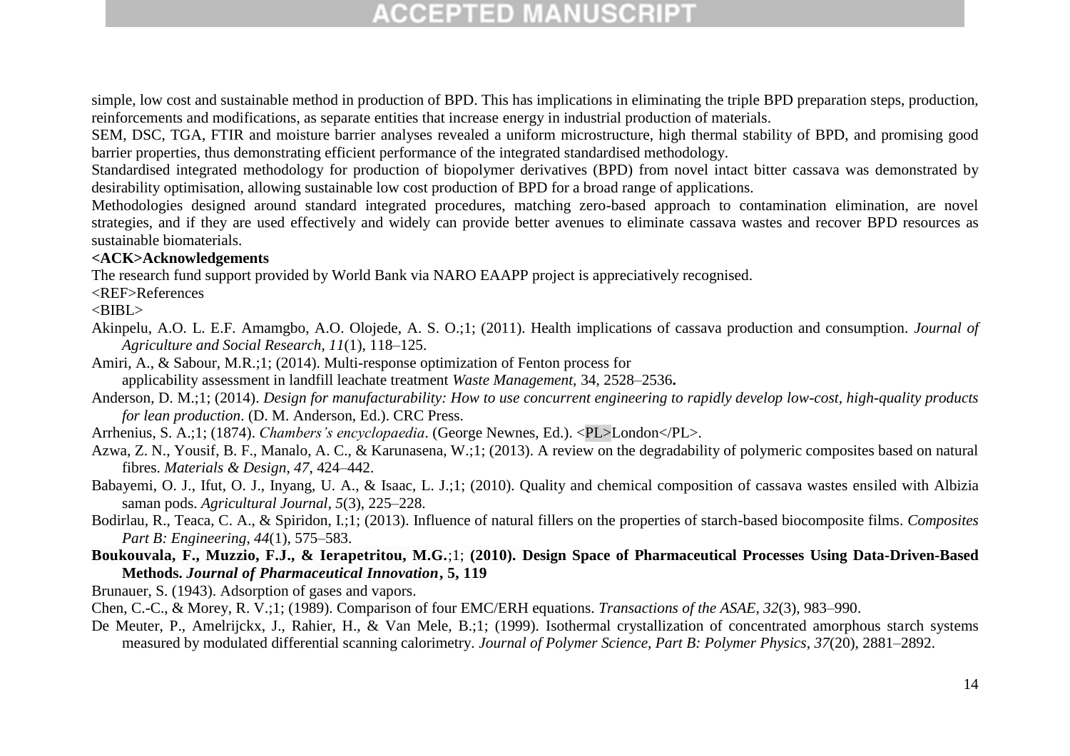simple, low cost and sustainable method in production of BPD. This has implications in eliminating the triple BPD preparation steps, production, reinforcements and modifications, as separate entities that increase energy in industrial production of materials.

SEM, DSC, TGA, FTIR and moisture barrier analyses revealed a uniform microstructure, high thermal stability of BPD, and promising good barrier properties, thus demonstrating efficient performance of the integrated standardised methodology.

Standardised integrated methodology for production of biopolymer derivatives (BPD) from novel intact bitter cassava was demonstrated by desirability optimisation, allowing sustainable low cost production of BPD for a broad range of applications.

Methodologies designed around standard integrated procedures, matching zero-based approach to contamination elimination, are novel strategies, and if they are used effectively and widely can provide better avenues to eliminate cassava wastes and recover BPD resources as sustainable biomaterials.

**<ACK>Acknowledgements**

The research fund support provided by World Bank via NARO EAAPP project is appreciatively recognised.

<REF>References

<BIBL>

Akinpelu, A.O. L. E.F. Amamgbo, A.O. Olojede, A. S. O.;1; (2011). Health implications of cassava production and consumption. *Journal of Agriculture and Social Research*, *11*(1), 118–125.

Amiri, A., & Sabour, M.R.;1; (2014). Multi-response optimization of Fenton process for applicability assessment in landfill leachate treatment *Waste Management,* 34, 2528–2536**.**

Anderson, D. M.;1; (2014). *Design for manufacturability: How to use concurrent engineering to rapidly develop low-cost, high-quality products for lean production*. (D. M. Anderson, Ed.). CRC Press.

Arrhenius, S. A.;1; (1874). *Chambers's encyclopaedia*. (George Newnes, Ed.). <PL>London</PL>.

Azwa, Z. N., Yousif, B. F., Manalo, A. C., & Karunasena, W.;1; (2013). A review on the degradability of polymeric composites based on natural fibres. *Materials & Design*, *47*, 424–442.

Babayemi, O. J., Ifut, O. J., Inyang, U. A., & Isaac, L. J.;1; (2010). Quality and chemical composition of cassava wastes ensiled with Albizia saman pods. *Agricultural Journal*, *5*(3), 225–228.

Bodirlau, R., Teaca, C. A., & Spiridon, I.;1; (2013). Influence of natural fillers on the properties of starch-based biocomposite films. *Composites Part B: Engineering*, *44*(1), 575–583.

**Boukouvala, F., Muzzio, F.J., & Ierapetritou, M.G.**;1; **(2010). Design Space of Pharmaceutical Processes Using Data-Driven-Based Methods.** ***Journal of Pharmaceutical Innovation*****, 5, 119**

Brunauer, S. (1943). Adsorption of gases and vapors.

Chen, C.-C., & Morey, R. V.;1; (1989). Comparison of four EMC/ERH equations. *Transactions of the ASAE*, *32*(3), 983–990.

De Meuter, P., Amelrijckx, J., Rahier, H., & Van Mele, B.;1; (1999). Isothermal crystallization of concentrated amorphous starch systems measured by modulated differential scanning calorimetry. *Journal of Polymer Science, Part B: Polymer Physics*, *37*(20), 2881–2892.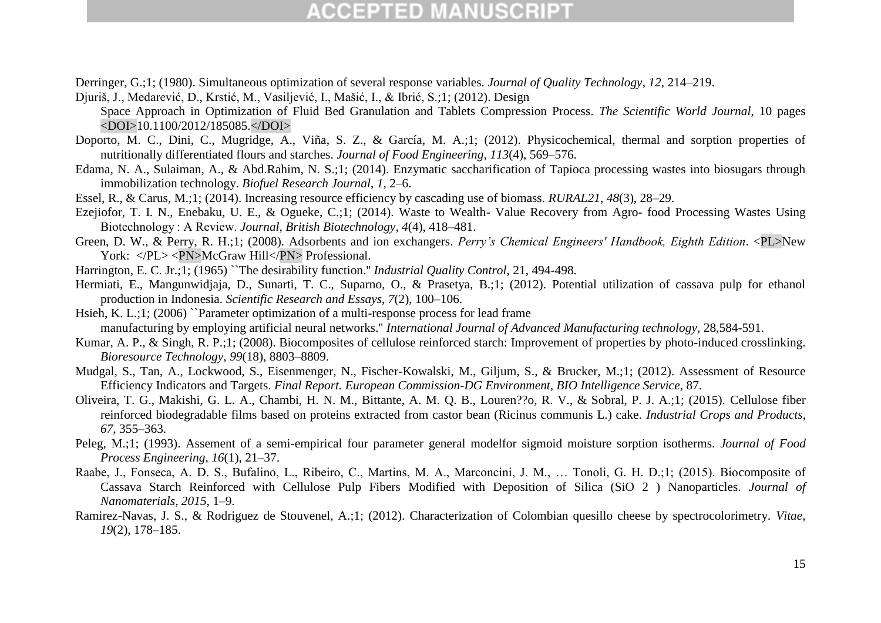Derringer, G.;1; (1980). Simultaneous optimization of several response variables. *Journal of Quality Technology*, *12*, 214–219.

Djuriš, J., Medarević, D., Krstić, M., Vasiljević, I., Mašić, I., & Ibrić, S.;1; (2012). Design Space Approach in Optimization of Fluid Bed Granulation and Tablets Compression Process. *The Scientific World Journal*, 10 pages <DOI>10.1100/2012/185085.</DOI>

Doporto, M. C., Dini, C., Mugridge, A., Viña, S. Z., & García, M. A.;1; (2012). Physicochemical, thermal and sorption properties of nutritionally differentiated flours and starches. *Journal of Food Engineering*, *113*(4), 569–576.

Edama, N. A., Sulaiman, A., & Abd.Rahim, N. S.;1; (2014). Enzymatic saccharification of Tapioca processing wastes into biosugars through immobilization technology. *Biofuel Research Journal*, *1*, 2–6.

Essel, R., & Carus, M.;1; (2014). Increasing resource efficiency by cascading use of biomass. *RURAL21*, *48*(3), 28–29.

Ezejiofor, T. I. N., Enebaku, U. E., & Ogueke, C.;1; (2014). Waste to Wealth- Value Recovery from Agro- food Processing Wastes Using Biotechnology : A Review. *Journal, British Biotechnology*, *4*(4), 418–481.

Green, D. W., & Perry, R. H.;1; (2008). Adsorbents and ion exchangers. *Perry's Chemical Engineers' Handbook, Eighth Edition*. <PL>New York: </PL> <PN>McGraw Hill</PN> Professional.

Harrington, E. C. Jr.;1; (1965) ``The desirability function." *Industrial Quality Control*, 21, 494-498.

Hermiati, E., Mangunwidjaja, D., Sunarti, T. C., Suparno, O., & Prasetya, B.;1; (2012). Potential utilization of cassava pulp for ethanol production in Indonesia. *Scientific Research and Essays*, *7*(2), 100–106.

Hsieh, K. L.;1; (2006) ``Parameter optimization of a multi-response process for lead frame manufacturing by employing artificial neural networks." *International Journal of Advanced Manufacturing technology*, 28,584-591.

Kumar, A. P., & Singh, R. P.;1; (2008). Biocomposites of cellulose reinforced starch: Improvement of properties by photo-induced crosslinking. *Bioresource Technology*, *99*(18), 8803–8809.

Mudgal, S., Tan, A., Lockwood, S., Eisenmenger, N., Fischer-Kowalski, M., Giljum, S., & Brucker, M.;1; (2012). Assessment of Resource Efficiency Indicators and Targets. *Final Report. European Commission-DG Environment, BIO Intelligence Service*, 87.

Oliveira, T. G., Makishi, G. L. A., Chambi, H. N. M., Bittante, A. M. Q. B., Louren??o, R. V., & Sobral, P. J. A.;1; (2015). Cellulose fiber reinforced biodegradable films based on proteins extracted from castor bean (Ricinus communis L.) cake. *Industrial Crops and Products*, *67*, 355–363.

Peleg, M.;1; (1993). Assement of a semi-empirical four parameter general modelfor sigmoid moisture sorption isotherms. *Journal of Food Process Engineering*, *16*(1), 21–37.

Raabe, J., Fonseca, A. D. S., Bufalino, L., Ribeiro, C., Martins, M. A., Marconcini, J. M., … Tonoli, G. H. D.;1; (2015). Biocomposite of Cassava Starch Reinforced with Cellulose Pulp Fibers Modified with Deposition of Silica (SiO 2 ) Nanoparticles. *Journal of Nanomaterials*, *2015*, 1–9.

Ramirez-Navas, J. S., & Rodriguez de Stouvenel, A.;1; (2012). Characterization of Colombian quesillo cheese by spectrocolorimetry. *Vitae*, *19*(2), 178–185.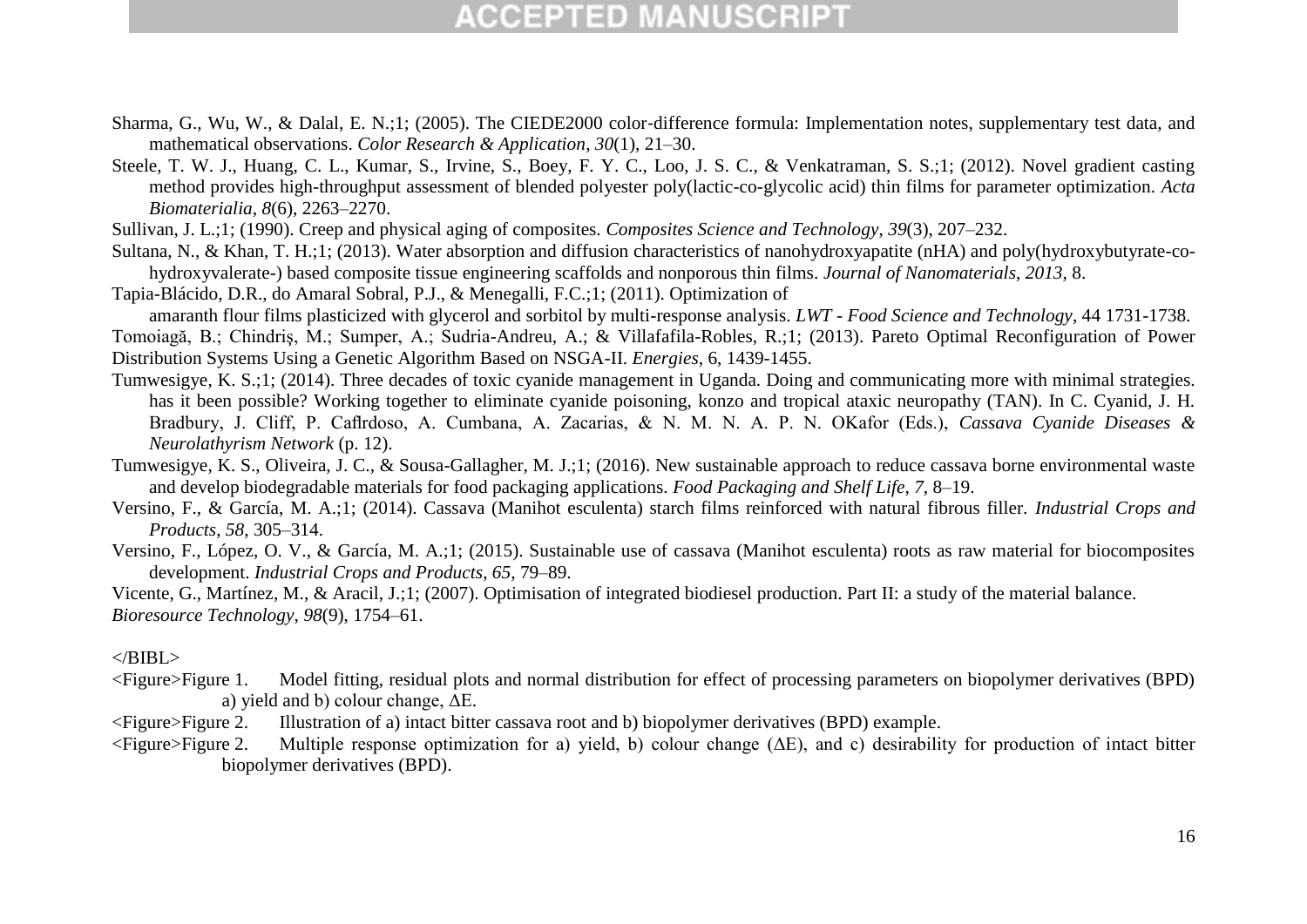Sharma, G., Wu, W., & Dalal, E. N.;1; (2005). The CIEDE2000 color-difference formula: Implementation notes, supplementary test data, and mathematical observations. *Color Research & Application*, *30*(1), 21–30.

Steele, T. W. J., Huang, C. L., Kumar, S., Irvine, S., Boey, F. Y. C., Loo, J. S. C., & Venkatraman, S. S.;1; (2012). Novel gradient casting method provides high-throughput assessment of blended polyester poly(lactic-co-glycolic acid) thin films for parameter optimization. *Acta Biomaterialia*, *8*(6), 2263–2270.

Sullivan, J. L.;1; (1990). Creep and physical aging of composites. *Composites Science and Technology*, *39*(3), 207–232.

Sultana, N., & Khan, T. H.;1; (2013). Water absorption and diffusion characteristics of nanohydroxyapatite (nHA) and poly(hydroxybutyrate-co-hydroxyvalerate-) based composite tissue engineering scaffolds and nonporous thin films. *Journal of Nanomaterials*, *2013*, 8.

Tapia-Blácido, D.R., do Amaral Sobral, P.J., & Menegalli, F.C.;1; (2011). Optimization of amaranth flour films plasticized with glycerol and sorbitol by multi-response analysis. *LWT - Food Science and Technology*, 44 1731-1738.

Tomoiagă, B.; Chindriş, M.; Sumper, A.; Sudria-Andreu, A.; & Villafafila-Robles, R.;1; (2013). Pareto Optimal Reconfiguration of Power Distribution Systems Using a Genetic Algorithm Based on NSGA-II. *Energies*, 6, 1439-1455.

Tumwesigye, K. S.;1; (2014). Three decades of toxic cyanide management in Uganda. Doing and communicating more with minimal strategies. has it been possible? Working together to eliminate cyanide poisoning, konzo and tropical ataxic neuropathy (TAN). In C. Cyanid, J. H. Bradbury, J. Cliff, P. Caflrdoso, A. Cumbana, A. Zacarias, & N. M. N. A. P. N. OKafor (Eds.), *Cassava Cyanide Diseases & Neurolathyrism Network* (p. 12).

Tumwesigye, K. S., Oliveira, J. C., & Sousa-Gallagher, M. J.;1; (2016). New sustainable approach to reduce cassava borne environmental waste and develop biodegradable materials for food packaging applications. *Food Packaging and Shelf Life*, *7*, 8–19.

Versino, F., & García, M. A.;1; (2014). Cassava (Manihot esculenta) starch films reinforced with natural fibrous filler. *Industrial Crops and Products*, *58*, 305–314.

Versino, F., López, O. V., & García, M. A.;1; (2015). Sustainable use of cassava (Manihot esculenta) roots as raw material for biocomposites development. *Industrial Crops and Products*, *65*, 79–89.

Vicente, G., Martínez, M., & Aracil, J.;1; (2007). Optimisation of integrated biodiesel production. Part II: a study of the material balance. *Bioresource Technology*, *98*(9), 1754–61.

</BIBL>

<Figure>Figure 1. Model fitting, residual plots and normal distribution for effect of processing parameters on biopolymer derivatives (BPD) a) yield and b) colour change, ΔE.

<Figure>Figure 2. Illustration of a) intact bitter cassava root and b) biopolymer derivatives (BPD) example.

<Figure>Figure 2. Multiple response optimization for a) yield, b) colour change (ΔE), and c) desirability for production of intact bitter biopolymer derivatives (BPD).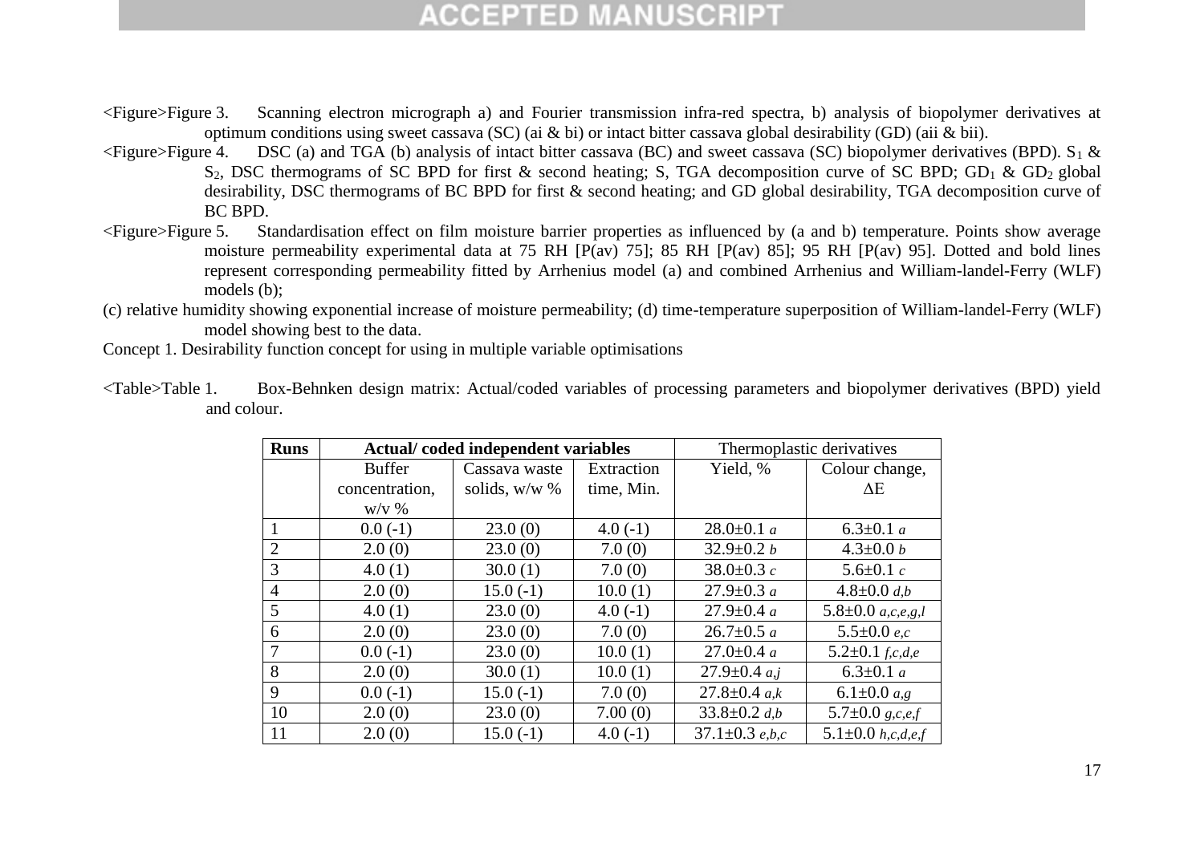<Figure>Figure 3. Scanning electron micrograph a) and Fourier transmission infra-red spectra, b) analysis of biopolymer derivatives at optimum conditions using sweet cassava (SC) (ai & bi) or intact bitter cassava global desirability (GD) (aii & bii).

<Figure>Figure 4. DSC (a) and TGA (b) analysis of intact bitter cassava (BC) and sweet cassava (SC) biopolymer derivatives (BPD). $S_1$ & $S_2$, DSC thermograms of SC BPD for first & second heating; S, TGA decomposition curve of SC BPD; $GD_1$ & $GD_2$ global desirability, DSC thermograms of BC BPD for first & second heating; and GD global desirability, TGA decomposition curve of BC BPD.

<Figure>Figure 5. Standardisation effect on film moisture barrier properties as influenced by (a and b) temperature. Points show average moisture permeability experimental data at 75 RH [P(av) 75]; 85 RH [P(av) 85]; 95 RH [P(av) 95]. Dotted and bold lines represent corresponding permeability fitted by Arrhenius model (a) and combined Arrhenius and William-landel-Ferry (WLF) models (b);

(c) relative humidity showing exponential increase of moisture permeability; (d) time-temperature superposition of William-landel-Ferry (WLF) model showing best to the data.

Concept 1. Desirability function concept for using in multiple variable optimisations

<Table>Table 1. Box-Behnken design matrix: Actual/coded variables of processing parameters and biopolymer derivatives (BPD) yield and colour.

| **Runs** | **Actual/ coded independent variables** | | | Thermoplastic derivatives | |
|---|---|---|---|---|---|
| | Buffer concentration, w/v % | Cassava waste solids, w/w % | Extraction time, Min. | Yield, % | Colour change, ΔE |
| 1 | 0.0 (-1) | 23.0 (0) | 4.0 (-1) | 28.0±0.1 *a* | 6.3±0.1 *a* |
| 2 | 2.0 (0) | 23.0 (0) | 7.0 (0) | 32.9±0.2 *b* | 4.3±0.0 *b* |
| 3 | 4.0 (1) | 30.0 (1) | 7.0 (0) | 38.0±0.3 *c* | 5.6±0.1 *c* |
| 4 | 2.0 (0) | 15.0 (-1) | 10.0 (1) | 27.9±0.3 *a* | 4.8±0.0 *d,b* |
| 5 | 4.0 (1) | 23.0 (0) | 4.0 (-1) | 27.9±0.4 *a* | 5.8±0.0 *a,c,e,g,l* |
| 6 | 2.0 (0) | 23.0 (0) | 7.0 (0) | 26.7±0.5 *a* | 5.5±0.0 *e,c* |
| 7 | 0.0 (-1) | 23.0 (0) | 10.0 (1) | 27.0±0.4 *a* | 5.2±0.1 *f,c,d,e* |
| 8 | 2.0 (0) | 30.0 (1) | 10.0 (1) | 27.9±0.4 *a,j* | 6.3±0.1 *a* |
| 9 | 0.0 (-1) | 15.0 (-1) | 7.0 (0) | 27.8±0.4 *a,k* | 6.1±0.0 *a,g* |
| 10 | 2.0 (0) | 23.0 (0) | 7.00 (0) | 33.8±0.2 *d,b* | 5.7±0.0 *g,c,e,f* |
| 11 | 2.0 (0) | 15.0 (-1) | 4.0 (-1) | 37.1±0.3 *e,b,c* | 5.1±0.0 *h,c,d,e,f* |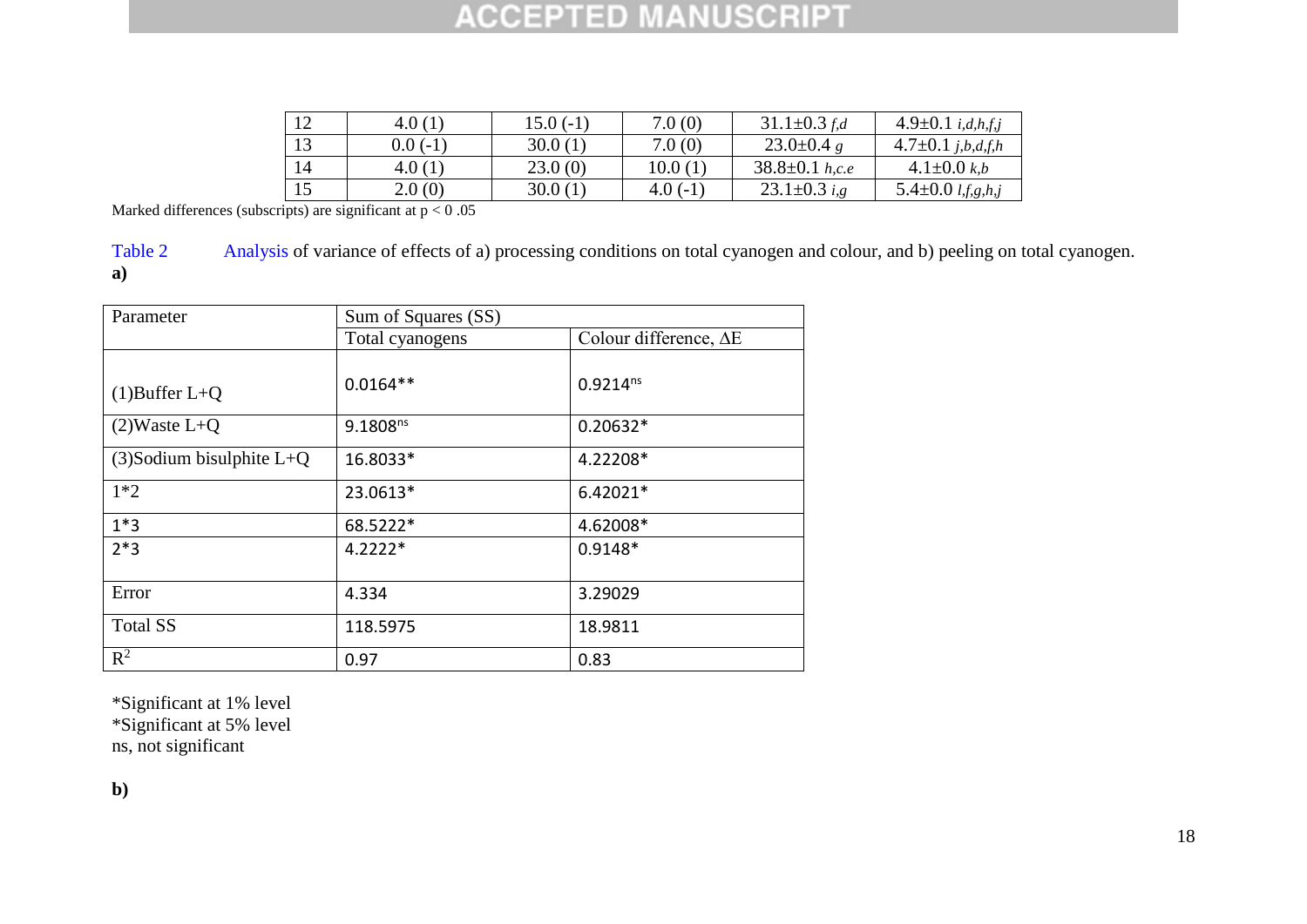| 12 | 4.0 (1) | 15.0 (-1) | 7.0 (0) | 31.1±0.3 *f,d* | 4.9±0.1 *i,d,h,f,j* |
|---|---|---|---|---|---|
| 13 | 0.0 (-1) | 30.0 (1) | 7.0 (0) | 23.0±0.4 *g* | 4.7±0.1 *j,b,d,f,h* |
| 14 | 4.0 (1) | 23.0 (0) | 10.0 (1) | 38.8±0.1 *h,c.e* | 4.1±0.0 *k,b* |
| 15 | 2.0 (0) | 30.0 (1) | 4.0 (-1) | 23.1±0.3 *i,g* | 5.4±0.0 *l,f,g,h,j* |

Marked differences (subscripts) are significant at $p < 0 .05$

Table 2 Analysis of variance of effects of a) processing conditions on total cyanogen and colour, and b) peeling on total cyanogen.

**a)**

| Parameter | Sum of Squares (SS) | |
|---|---|---|
| | Total cyanogens | Colour difference, ΔE |
| (1)Buffer L+Q | 0.0164** | 0.9214$^{ns}$ |
| (2)Waste L+Q | 9.1808$^{ns}$ | 0.20632* |
| (3)Sodium bisulphite L+Q | 16.8033* | 4.22208* |
| 1*2 | 23.0613* | 6.42021* |
| 1*3 | 68.5222* | 4.62008* |
| 2*3 | 4.2222* | 0.9148* |
| Error | 4.334 | 3.29029 |
| Total SS | 118.5975 | 18.9811 |
| $R^2$ | 0.97 | 0.83 |

*Significant at 1% level
*Significant at 5% level
ns, not significant

**b)**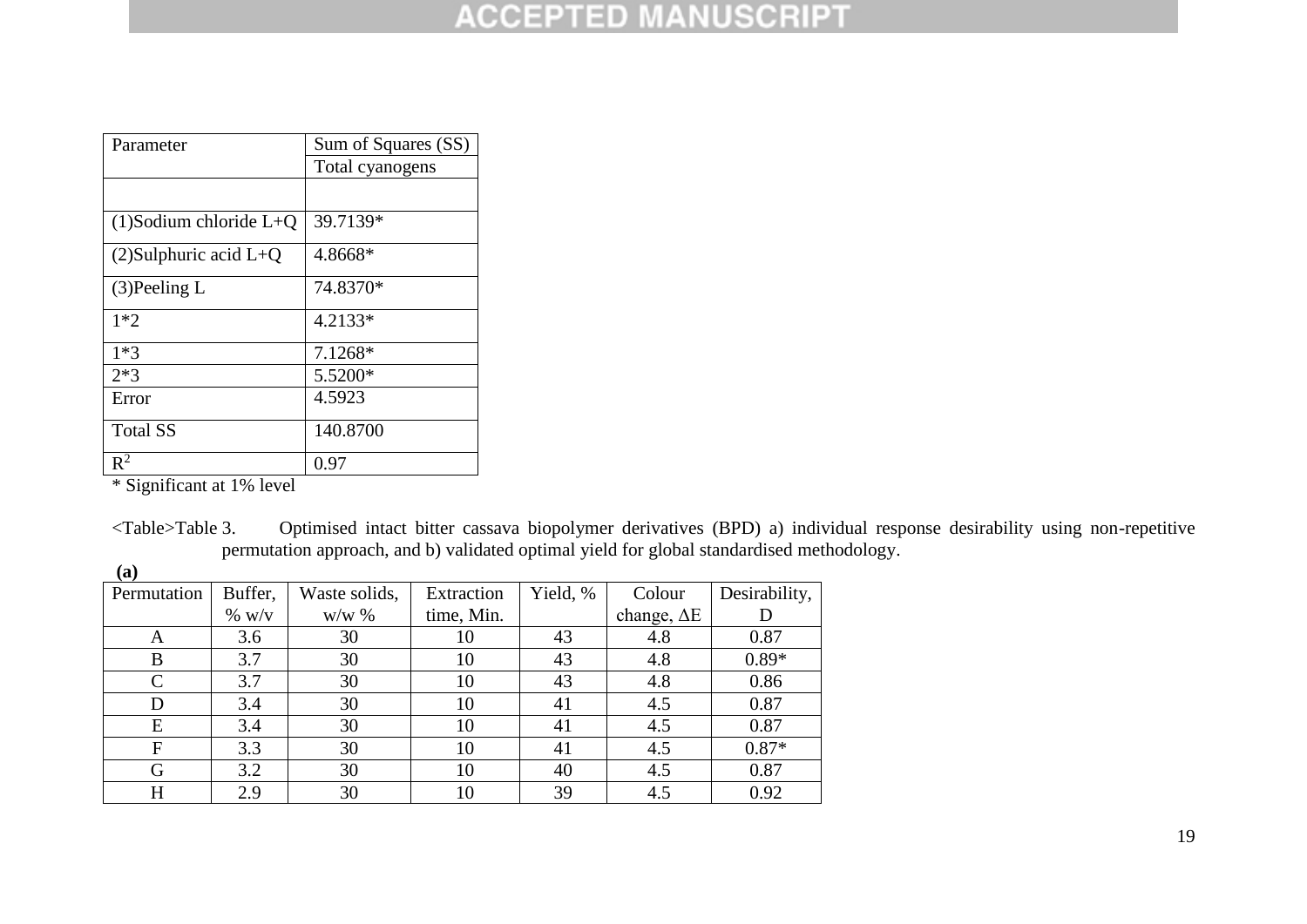| Parameter | Sum of Squares (SS) |
| --- | --- |
| | Total cyanogens |
| | |
| (1)Sodium chloride L+Q | 39.7139* |
| (2)Sulphuric acid L+Q | 4.8668* |
| (3)Peeling L | 74.8370* |
| 1*2 | 4.2133* |
| 1*3 | 7.1268* |
| 2*3 | 5.5200* |
| Error | 4.5923 |
| Total SS | 140.8700 |
| $R^2$ | 0.97 |

* Significant at 1% level

<Table>Table 3. Optimised intact bitter cassava biopolymer derivatives (BPD) a) individual response desirability using non-repetitive permutation approach, and b) validated optimal yield for global standardised methodology.

**(a)**

| Permutation | Buffer, % w/v | Waste solids, w/w % | Extraction time, Min. | Yield, % | Colour change, ΔE | Desirability, D |
| --- | --- | --- | --- | --- | --- | --- |
| A | 3.6 | 30 | 10 | 43 | 4.8 | 0.87 |
| B | 3.7 | 30 | 10 | 43 | 4.8 | 0.89* |
| C | 3.7 | 30 | 10 | 43 | 4.8 | 0.86 |
| D | 3.4 | 30 | 10 | 41 | 4.5 | 0.87 |
| E | 3.4 | 30 | 10 | 41 | 4.5 | 0.87 |
| F | 3.3 | 30 | 10 | 41 | 4.5 | 0.87* |
| G | 3.2 | 30 | 10 | 40 | 4.5 | 0.87 |
| H | 2.9 | 30 | 10 | 39 | 4.5 | 0.92 |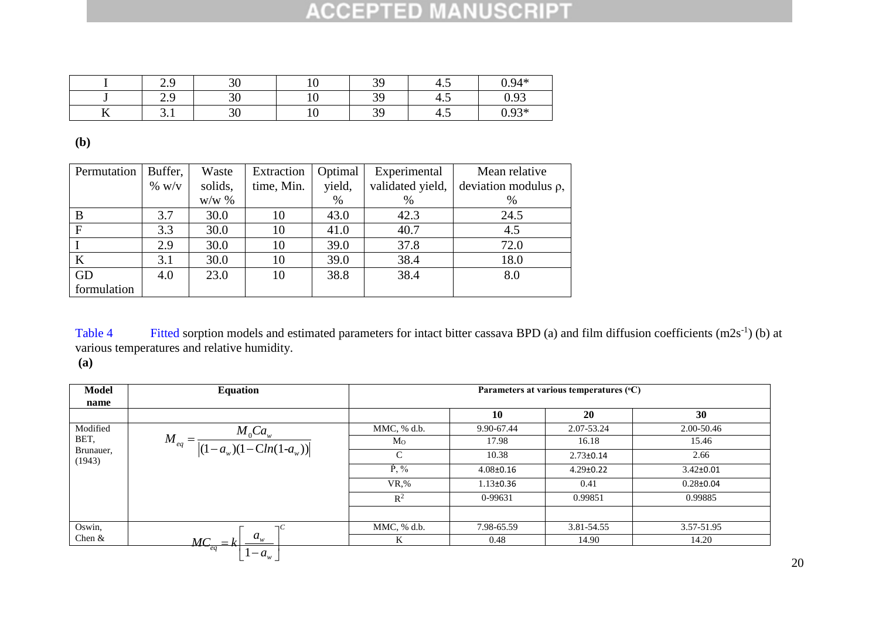| I | 2.9 | 30 | 10 | 39 | 4.5 | 0.94* |
|---|---|---|---|---|---|---|
| J | 2.9 | 30 | 10 | 39 | 4.5 | 0.93 |
| K | 3.1 | 30 | 10 | 39 | 4.5 | 0.93* |

**(b)**

| Permutation | Buffer, % w/v | Waste solids, w/w % | Extraction time, Min. | Optimal yield, % | Experimental validated yield, % | Mean relative deviation modulus ρ, % |
|---|---|---|---|---|---|---|
| B | 3.7 | 30.0 | 10 | 43.0 | 42.3 | 24.5 |
| F | 3.3 | 30.0 | 10 | 41.0 | 40.7 | 4.5 |
| I | 2.9 | 30.0 | 10 | 39.0 | 37.8 | 72.0 |
| K | 3.1 | 30.0 | 10 | 39.0 | 38.4 | 18.0 |
| GD formulation | 4.0 | 23.0 | 10 | 38.8 | 38.4 | 8.0 |

Table 4 Fitted sorption models and estimated parameters for intact bitter cassava BPD (a) and film diffusion coefficients ($m2s^{-1}$) (b) at various temperatures and relative humidity.

**(a)**

| Model name | Equation | Parameters at various temperatures (°C) | | | |
|---|---|---|---|---|---|
| | | | 10 | 20 | 30 |
| Modified BET, Brunauer, (1943) | $M_{eq} = \frac{M_0 C a_w}{\left\|(1-a_w)(1-C ln(1-a_w))\right\|}$ | MMC, % d.b. | 9.90-67.44 | 2.07-53.24 | 2.00-50.46 |
| | | $M_O$ | 17.98 | 16.18 | 15.46 |
| | | C | 10.38 | 2.73±0.14 | 2.66 |
| | | Ṗ, % | 4.08±0.16 | 4.29±0.22 | 3.42±0.01 |
| | | VR,% | 1.13±0.36 | 0.41 | 0.28±0.04 |
| | | $R^2$ | 0-99631 | 0.99851 | 0.99885 |
| | | | | | |
| Oswin, Chen & | $MC_{eq} = k\left[\frac{a_w}{1-a_w}\right]^C$ | MMC, % d.b. | 7.98-65.59 | 3.81-54.55 | 3.57-51.95 |
| | | K | 0.48 | 14.90 | 14.20 |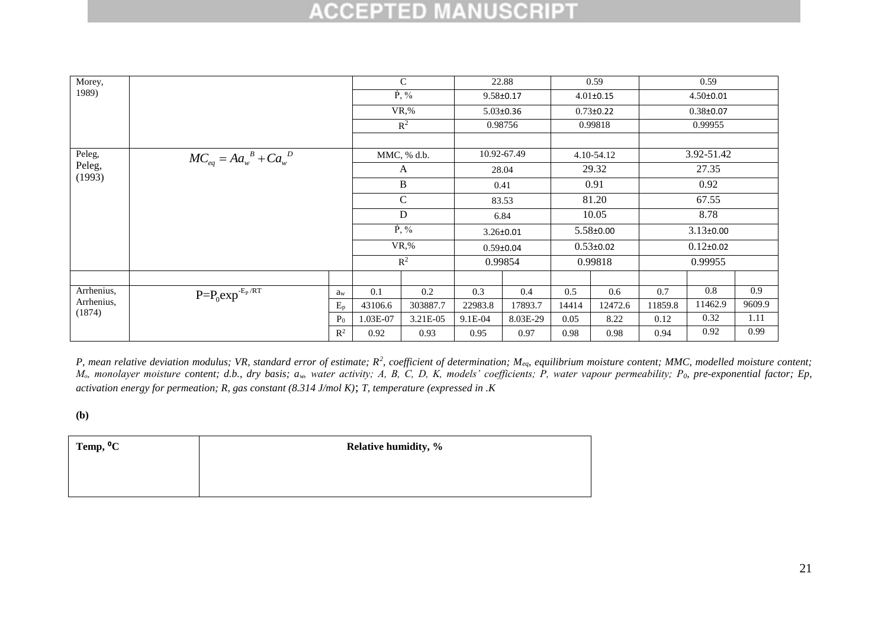| Morey, 1989) | | | C | | 22.88 | | 0.59 | | 0.59 | | |
|---|---|---|---|---|---|---|---|---|---|---|---|
| | | | Ṗ, % | | 9.58±0.17 | | 4.01±0.15 | | 4.50±0.01 | | |
| | | | VR,% | | 5.03±0.36 | | 0.73±0.22 | | 0.38±0.07 | | |
| | | | $R^2$ | | 0.98756 | | 0.99818 | | 0.99955 | | |
| | | | | | | | | | | | |
| Peleg, Peleg, (1993) | $MC_{eq} = Aa_w{}^B + Ca_w{}^D$ | | MMC, % d.b. | | 10.92-67.49 | | 4.10-54.12 | | 3.92-51.42 | | |
| | | | A | | 28.04 | | 29.32 | | 27.35 | | |
| | | | B | | 0.41 | | 0.91 | | 0.92 | | |
| | | | C | | 83.53 | | 81.20 | | 67.55 | | |
| | | | D | | 6.84 | | 10.05 | | 8.78 | | |
| | | | Ṗ, % | | 3.26±0.01 | | 5.58±0.00 | | 3.13±0.00 | | |
| | | | VR,% | | 0.59±0.04 | | 0.53±0.02 | | 0.12±0.02 | | |
| | | | $R^2$ | | 0.99854 | | 0.99818 | | 0.99955 | | |
| | | | | | | | | | | | |
| Arrhenius, Arrhenius, (1874) | $P=P_0\exp^{-E_p/RT}$ | $a_w$ | 0.1 | 0.2 | 0.3 | 0.4 | 0.5 | 0.6 | 0.7 | 0.8 | 0.9 |
| | | $E_p$ | 43106.6 | 303887.7 | 22983.8 | 17893.7 | 14414 | 12472.6 | 11859.8 | 11462.9 | 9609.9 |
| | | $P_0$ | 1.03E-07 | 3.21E-05 | 9.1E-04 | 8.03E-29 | 0.05 | 8.22 | 0.12 | 0.32 | 1.11 |
| | | $R^2$ | 0.92 | 0.93 | 0.95 | 0.97 | 0.98 | 0.98 | 0.94 | 0.92 | 0.99 |

*P, mean relative deviation modulus; VR, standard error of estimate; $R^2$, coefficient of determination; $M_{eq}$, equilibrium moisture content; MMC, modelled moisture content; $M_o$, monolayer moisture content; d.b., dry basis; $a_w$, water activity; A, B, C, D, K, models' coefficients; P, water vapour permeability; $P_0$, pre-exponential factor; Ep, activation energy for permeation; R, gas constant (8.314 J/mol K); T, temperature (expressed in .K*

**(b)**

| Temp, °C | Relative humidity, % |
|---|---|
| | |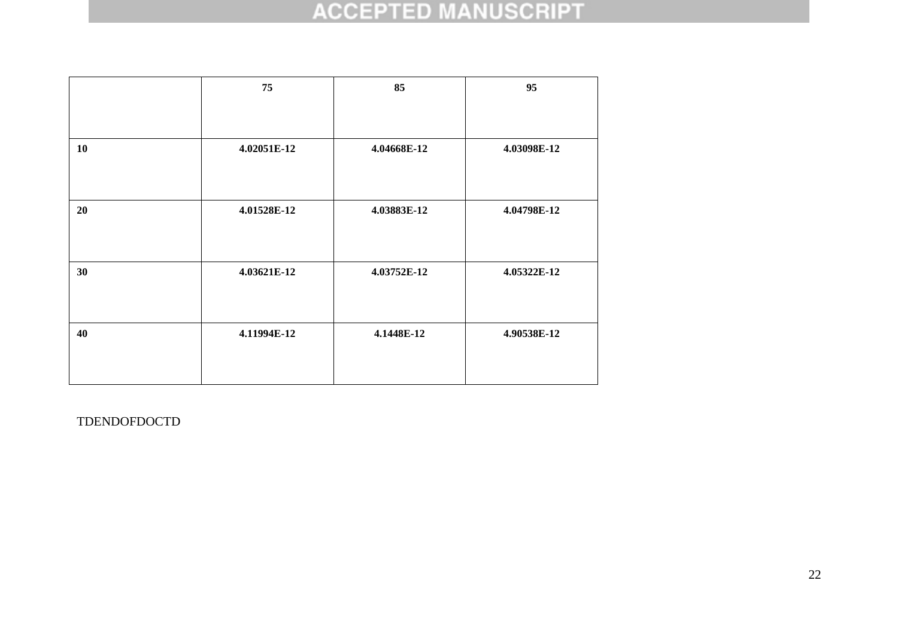| | 75 | 85 | 95 |
|---|---|---|---|
| **10** | **4.02051E-12** | **4.04668E-12** | **4.03098E-12** |
| **20** | **4.01528E-12** | **4.03883E-12** | **4.04798E-12** |
| **30** | **4.03621E-12** | **4.03752E-12** | **4.05322E-12** |
| **40** | **4.11994E-12** | **4.1448E-12** | **4.90538E-12** |

TDENDOFDOCTD